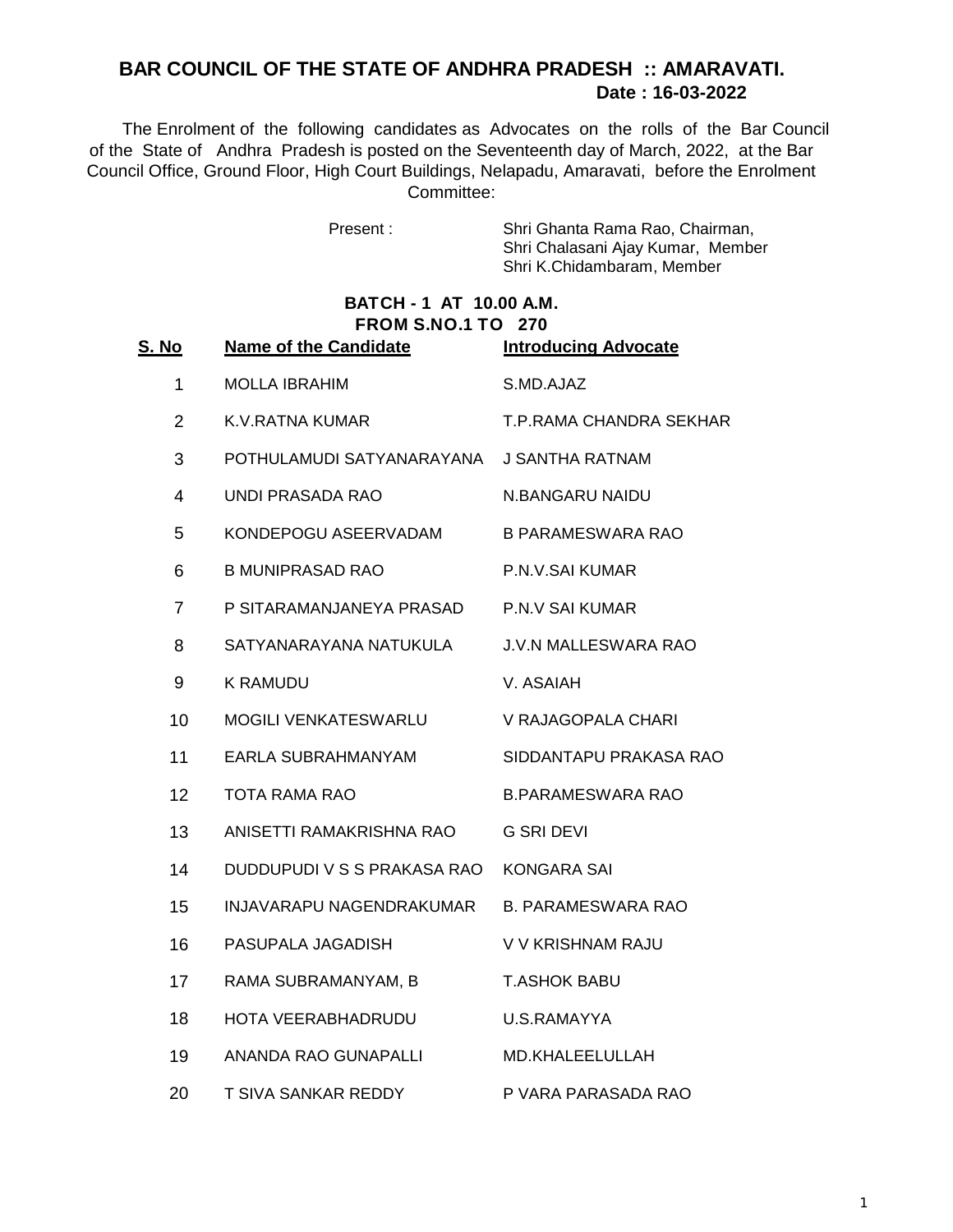## BAR COUNCIL OF THE STATE OF ANDHRA PRADESH :: AMARAVATI.

**Date : 16-03-2022**

The Enrolment of the following candidates as Advocates on the rolls of the Bar Council of the State of Andhra Pradesh is posted on the Seventeenth day of March, 2022, at the Bar Council Office, Ground Floor, High Court Buildings, Nelapadu, Amaravati, before the Enrolment Committee:

Present : Shri Ghanta Rama Rao, Chairman,
Shri Chalasani Ajay Kumar, Member
Shri K.Chidambaram, Member

**BATCH - 1 AT 10.00 A.M.**
**FROM S.NO.1 TO 270**

| S. No | Name of the Candidate | Introducing Advocate |
|---|---|---|
| 1 | MOLLA IBRAHIM | S.MD.AJAZ |
| 2 | K.V.RATNA KUMAR | T.P.RAMA CHANDRA SEKHAR |
| 3 | POTHULAMUDI SATYANARAYANA | J SANTHA RATNAM |
| 4 | UNDI PRASADA RAO | N.BANGARU NAIDU |
| 5 | KONDEPOGU ASEERVADAM | B PARAMESWARA RAO |
| 6 | B MUNIPRASAD RAO | P.N.V.SAI KUMAR |
| 7 | P SITARAMANJANEYA PRASAD | P.N.V SAI KUMAR |
| 8 | SATYANARAYANA NATUKULA | J.V.N MALLESWARA RAO |
| 9 | K RAMUDU | V. ASAIAH |
| 10 | MOGILI VENKATESWARLU | V RAJAGOPALA CHARI |
| 11 | EARLA SUBRAHMANYAM | SIDDANTAPU PRAKASA RAO |
| 12 | TOTA RAMA RAO | B.PARAMESWARA RAO |
| 13 | ANISETTI RAMAKRISHNA RAO | G SRI DEVI |
| 14 | DUDDUPUDI V S S PRAKASA RAO | KONGARA SAI |
| 15 | INJAVARAPU NAGENDRAKUMAR | B. PARAMESWARA RAO |
| 16 | PASUPALA JAGADISH | V V KRISHNAM RAJU |
| 17 | RAMA SUBRAMANYAM, B | T.ASHOK BABU |
| 18 | HOTA VEERABHADRUDU | U.S.RAMAYYA |
| 19 | ANANDA RAO GUNAPALLI | MD.KHALEELULLAH |
| 20 | T SIVA SANKAR REDDY | P VARA PARASADA RAO |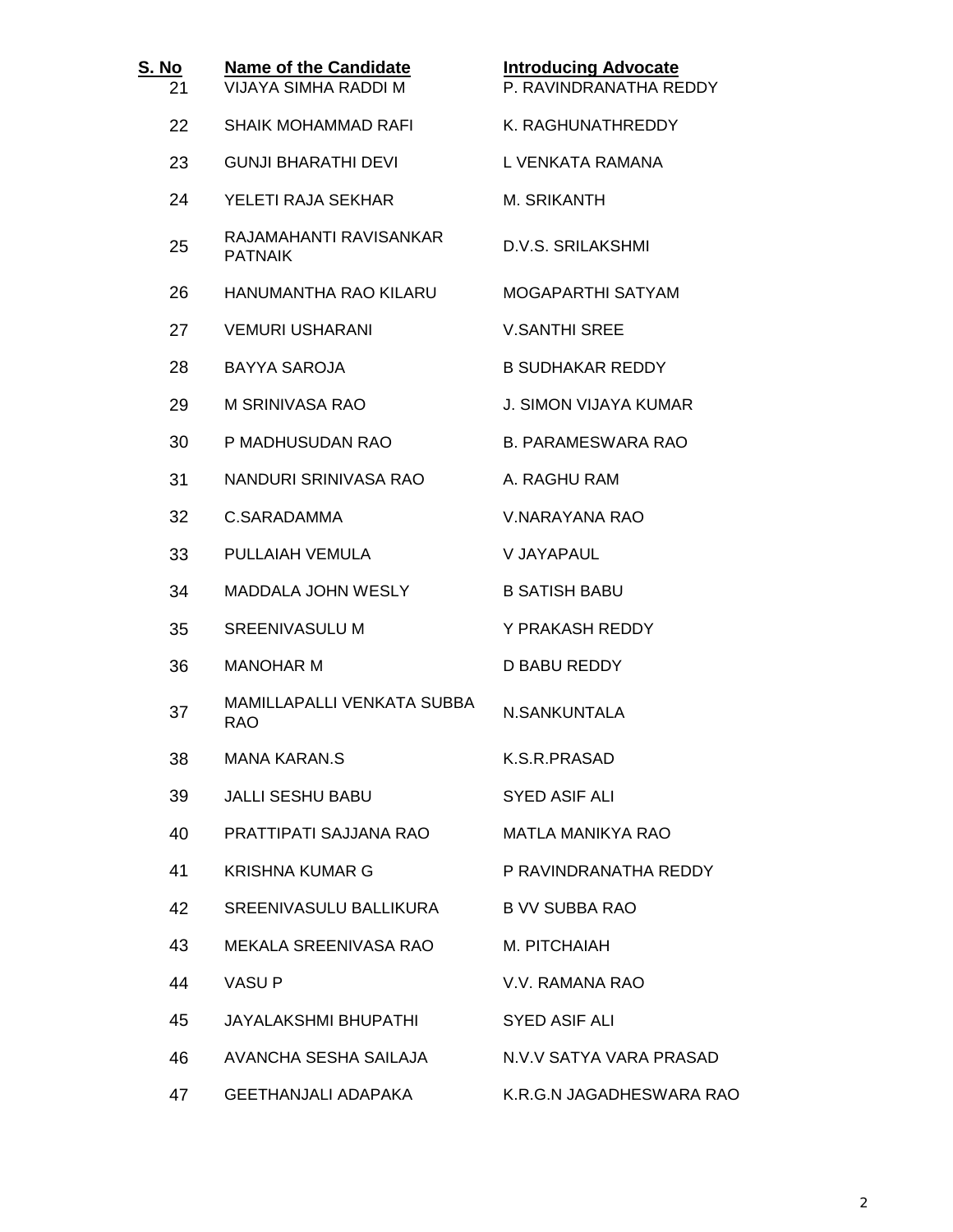| S. No | Name of the Candidate | Introducing Advocate |
|---|---|---|
| 21 | VIJAYA SIMHA RADDI M | P. RAVINDRANATHA REDDY |
| 22 | SHAIK MOHAMMAD RAFI | K. RAGHUNATHREDDY |
| 23 | GUNJI BHARATHI DEVI | L VENKATA RAMANA |
| 24 | YELETI RAJA SEKHAR | M. SRIKANTH |
| 25 | RAJAMAHANTI RAVISANKAR PATNAIK | D.V.S. SRILAKSHMI |
| 26 | HANUMANTHA RAO KILARU | MOGAPARTHI SATYAM |
| 27 | VEMURI USHARANI | V.SANTHI SREE |
| 28 | BAYYA SAROJA | B SUDHAKAR REDDY |
| 29 | M SRINIVASA RAO | J. SIMON VIJAYA KUMAR |
| 30 | P MADHUSUDAN RAO | B. PARAMESWARA RAO |
| 31 | NANDURI SRINIVASA RAO | A. RAGHU RAM |
| 32 | C.SARADAMMA | V.NARAYANA RAO |
| 33 | PULLAIAH VEMULA | V JAYAPAUL |
| 34 | MADDALA JOHN WESLY | B SATISH BABU |
| 35 | SREENIVASULU M | Y PRAKASH REDDY |
| 36 | MANOHAR M | D BABU REDDY |
| 37 | MAMILLAPALLI VENKATA SUBBA RAO | N.SANKUNTALA |
| 38 | MANA KARAN.S | K.S.R.PRASAD |
| 39 | JALLI SESHU BABU | SYED ASIF ALI |
| 40 | PRATTIPATI SAJJANA RAO | MATLA MANIKYA RAO |
| 41 | KRISHNA KUMAR G | P RAVINDRANATHA REDDY |
| 42 | SREENIVASULU BALLIKURA | B VV SUBBA RAO |
| 43 | MEKALA SREENIVASA RAO | M. PITCHAIAH |
| 44 | VASU P | V.V. RAMANA RAO |
| 45 | JAYALAKSHMI BHUPATHI | SYED ASIF ALI |
| 46 | AVANCHA SESHA SAILAJA | N.V.V SATYA VARA PRASAD |
| 47 | GEETHANJALI ADAPAKA | K.R.G.N JAGADHESWARA RAO |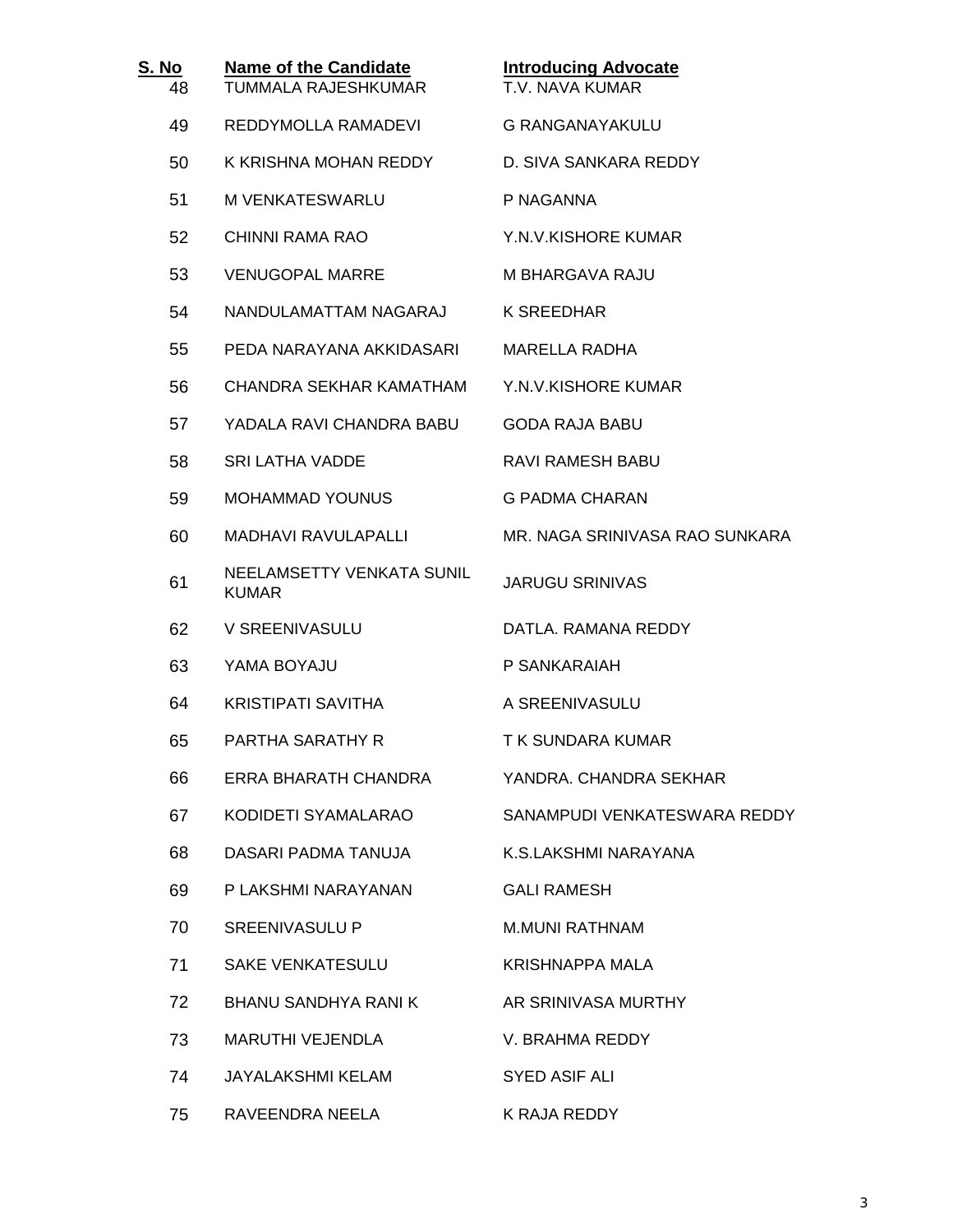| S. No | Name of the Candidate | Introducing Advocate |
|---|---|---|
| 48 | TUMMALA RAJESHKUMAR | T.V. NAVA KUMAR |
| 49 | REDDYMOLLA RAMADEVI | G RANGANAYAKULU |
| 50 | K KRISHNA MOHAN REDDY | D. SIVA SANKARA REDDY |
| 51 | M VENKATESWARLU | P NAGANNA |
| 52 | CHINNI RAMA RAO | Y.N.V.KISHORE KUMAR |
| 53 | VENUGOPAL MARRE | M BHARGAVA RAJU |
| 54 | NANDULAMATTAM NAGARAJ | K SREEDHAR |
| 55 | PEDA NARAYANA AKKIDASARI | MARELLA RADHA |
| 56 | CHANDRA SEKHAR KAMATHAM | Y.N.V.KISHORE KUMAR |
| 57 | YADALA RAVI CHANDRA BABU | GODA RAJA BABU |
| 58 | SRI LATHA VADDE | RAVI RAMESH BABU |
| 59 | MOHAMMAD YOUNUS | G PADMA CHARAN |
| 60 | MADHAVI RAVULAPALLI | MR. NAGA SRINIVASA RAO SUNKARA |
| 61 | NEELAMSETTY VENKATA SUNIL KUMAR | JARUGU SRINIVAS |
| 62 | V SREENIVASULU | DATLA. RAMANA REDDY |
| 63 | YAMA BOYAJU | P SANKARAIAH |
| 64 | KRISTIPATI SAVITHA | A SREENIVASULU |
| 65 | PARTHA SARATHY R | T K SUNDARA KUMAR |
| 66 | ERRA BHARATH CHANDRA | YANDRA. CHANDRA SEKHAR |
| 67 | KODIDETI SYAMALARAO | SANAMPUDI VENKATESWARA REDDY |
| 68 | DASARI PADMA TANUJA | K.S.LAKSHMI NARAYANA |
| 69 | P LAKSHMI NARAYANAN | GALI RAMESH |
| 70 | SREENIVASULU P | M.MUNI RATHNAM |
| 71 | SAKE VENKATESULU | KRISHNAPPA MALA |
| 72 | BHANU SANDHYA RANI K | AR SRINIVASA MURTHY |
| 73 | MARUTHI VEJENDLA | V. BRAHMA REDDY |
| 74 | JAYALAKSHMI KELAM | SYED ASIF ALI |
| 75 | RAVEENDRA NEELA | K RAJA REDDY |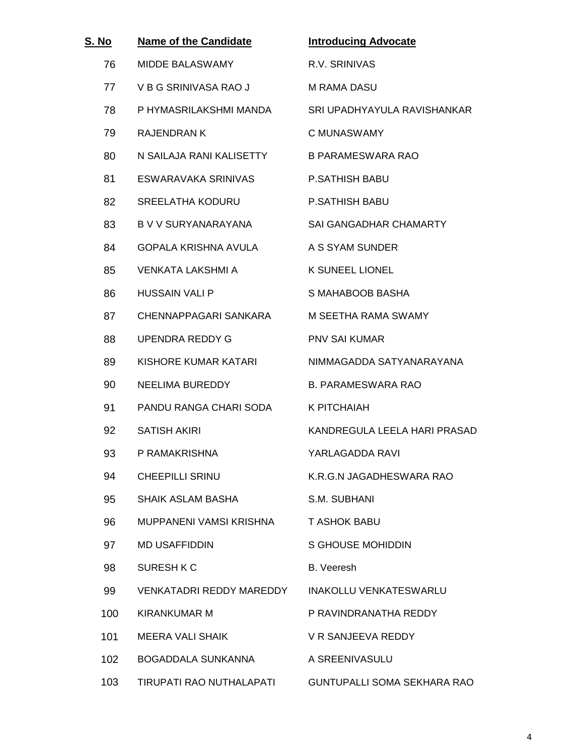| S. No | Name of the Candidate | Introducing Advocate |
|---|---|---|
| 76 | MIDDE BALASWAMY | R.V. SRINIVAS |
| 77 | V B G SRINIVASA RAO J | M RAMA DASU |
| 78 | P HYMASRILAKSHMI MANDA | SRI UPADHYAYULA RAVISHANKAR |
| 79 | RAJENDRAN K | C MUNASWAMY |
| 80 | N SAILAJA RANI KALISETTY | B PARAMESWARA RAO |
| 81 | ESWARAVAKA SRINIVAS | P.SATHISH BABU |
| 82 | SREELATHA KODURU | P.SATHISH BABU |
| 83 | B V V SURYANARAYANA | SAI GANGADHAR CHAMARTY |
| 84 | GOPALA KRISHNA AVULA | A S SYAM SUNDER |
| 85 | VENKATA LAKSHMI A | K SUNEEL LIONEL |
| 86 | HUSSAIN VALI P | S MAHABOOB BASHA |
| 87 | CHENNAPPAGARI SANKARA | M SEETHA RAMA SWAMY |
| 88 | UPENDRA REDDY G | PNV SAI KUMAR |
| 89 | KISHORE KUMAR KATARI | NIMMAGADDA SATYANARAYANA |
| 90 | NEELIMA BUREDDY | B. PARAMESWARA RAO |
| 91 | PANDU RANGA CHARI SODA | K PITCHAIAH |
| 92 | SATISH AKIRI | KANDREGULA LEELA HARI PRASAD |
| 93 | P RAMAKRISHNA | YARLAGADDA RAVI |
| 94 | CHEEPILLI SRINU | K.R.G.N JAGADHESWARA RAO |
| 95 | SHAIK ASLAM BASHA | S.M. SUBHANI |
| 96 | MUPPANENI VAMSI KRISHNA | T ASHOK BABU |
| 97 | MD USAFFIDDIN | S GHOUSE MOHIDDIN |
| 98 | SURESH K C | B. Veeresh |
| 99 | VENKATADRI REDDY MAREDDY | INAKOLLU VENKATESWARLU |
| 100 | KIRANKUMAR M | P RAVINDRANATHA REDDY |
| 101 | MEERA VALI SHAIK | V R SANJEEVA REDDY |
| 102 | BOGADDALA SUNKANNA | A SREENIVASULU |
| 103 | TIRUPATI RAO NUTHALAPATI | GUNTUPALLI SOMA SEKHARA RAO |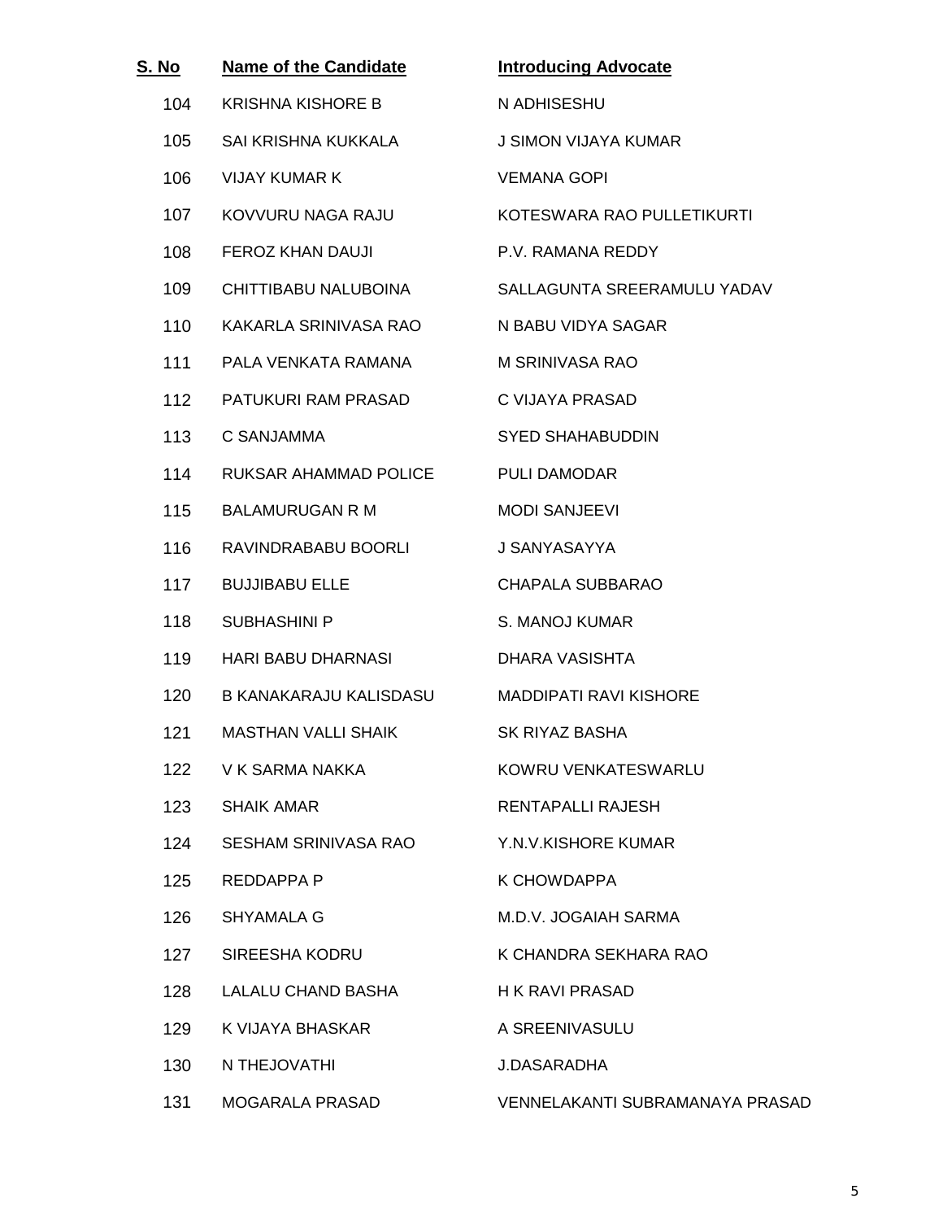| S. No | Name of the Candidate | Introducing Advocate |
|---|---|---|
| 104 | KRISHNA KISHORE B | N ADHISESHU |
| 105 | SAI KRISHNA KUKKALA | J SIMON VIJAYA KUMAR |
| 106 | VIJAY KUMAR K | VEMANA GOPI |
| 107 | KOVVURU NAGA RAJU | KOTESWARA RAO PULLETIKURTI |
| 108 | FEROZ KHAN DAUJI | P.V. RAMANA REDDY |
| 109 | CHITTIBABU NALUBOINA | SALLAGUNTA SREERAMULU YADAV |
| 110 | KAKARLA SRINIVASA RAO | N BABU VIDYA SAGAR |
| 111 | PALA VENKATA RAMANA | M SRINIVASA RAO |
| 112 | PATUKURI RAM PRASAD | C VIJAYA PRASAD |
| 113 | C SANJAMMA | SYED SHAHABUDDIN |
| 114 | RUKSAR AHAMMAD POLICE | PULI DAMODAR |
| 115 | BALAMURUGAN R M | MODI SANJEEVI |
| 116 | RAVINDRABABU BOORLI | J SANYASAYYA |
| 117 | BUJJIBABU ELLE | CHAPALA SUBBARAO |
| 118 | SUBHASHINI P | S. MANOJ KUMAR |
| 119 | HARI BABU DHARNASI | DHARA VASISHTA |
| 120 | B KANAKARAJU KALISDASU | MADDIPATI RAVI KISHORE |
| 121 | MASTHAN VALLI SHAIK | SK RIYAZ BASHA |
| 122 | V K SARMA NAKKA | KOWRU VENKATESWARLU |
| 123 | SHAIK AMAR | RENTAPALLI RAJESH |
| 124 | SESHAM SRINIVASA RAO | Y.N.V.KISHORE KUMAR |
| 125 | REDDAPPA P | K CHOWDAPPA |
| 126 | SHYAMALA G | M.D.V. JOGAIAH SARMA |
| 127 | SIREESHA KODRU | K CHANDRA SEKHARA RAO |
| 128 | LALALU CHAND BASHA | H K RAVI PRASAD |
| 129 | K VIJAYA BHASKAR | A SREENIVASULU |
| 130 | N THEJOVATHI | J.DASARADHA |
| 131 | MOGARALA PRASAD | VENNELAKANTI SUBRAMANAYA PRASAD |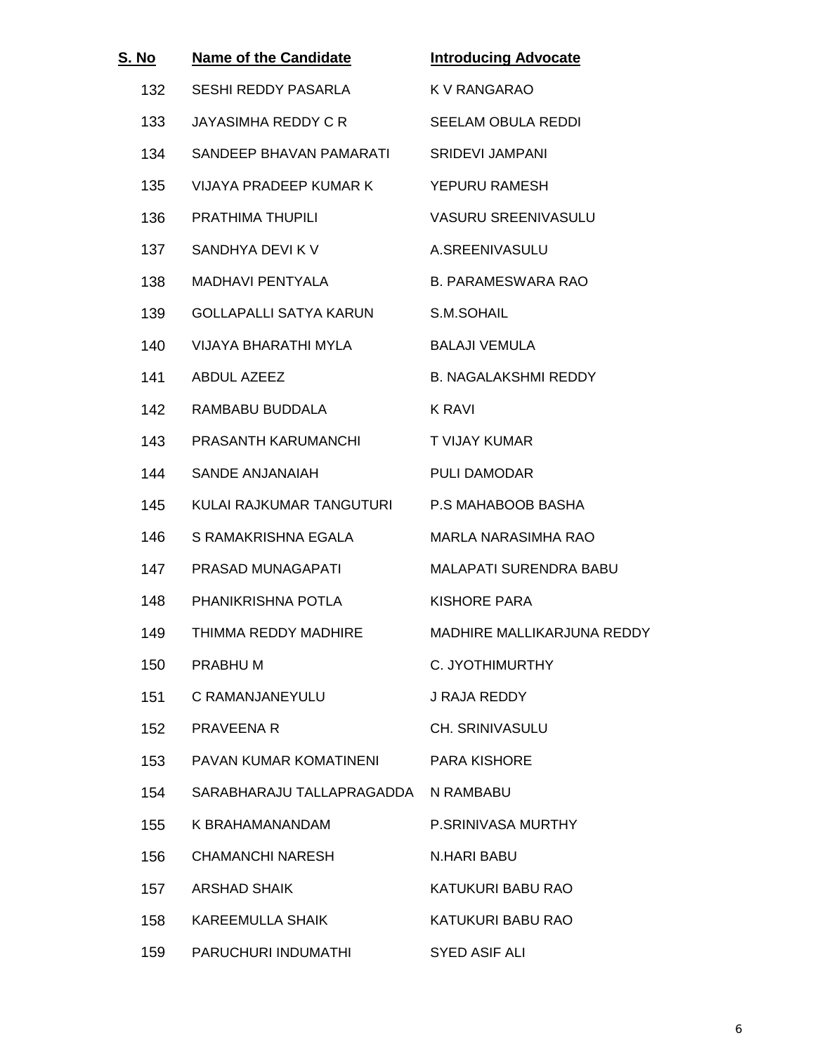| S. No | Name of the Candidate | Introducing Advocate |
|---|---|---|
| 132 | SESHI REDDY PASARLA | K V RANGARAO |
| 133 | JAYASIMHA REDDY C R | SEELAM OBULA REDDI |
| 134 | SANDEEP BHAVAN PAMARATI | SRIDEVI JAMPANI |
| 135 | VIJAYA PRADEEP KUMAR K | YEPURU RAMESH |
| 136 | PRATHIMA THUPILI | VASURU SREENIVASULU |
| 137 | SANDHYA DEVI K V | A.SREENIVASULU |
| 138 | MADHAVI PENTYALA | B. PARAMESWARA RAO |
| 139 | GOLLAPALLI SATYA KARUN | S.M.SOHAIL |
| 140 | VIJAYA BHARATHI MYLA | BALAJI VEMULA |
| 141 | ABDUL AZEEZ | B. NAGALAKSHMI REDDY |
| 142 | RAMBABU BUDDALA | K RAVI |
| 143 | PRASANTH KARUMANCHI | T VIJAY KUMAR |
| 144 | SANDE ANJANAIAH | PULI DAMODAR |
| 145 | KULAI RAJKUMAR TANGUTURI | P.S MAHABOOB BASHA |
| 146 | S RAMAKRISHNA EGALA | MARLA NARASIMHA RAO |
| 147 | PRASAD MUNAGAPATI | MALAPATI SURENDRA BABU |
| 148 | PHANIKRISHNA POTLA | KISHORE PARA |
| 149 | THIMMA REDDY MADHIRE | MADHIRE MALLIKARJUNA REDDY |
| 150 | PRABHU M | C. JYOTHIMURTHY |
| 151 | C RAMANJANEYULU | J RAJA REDDY |
| 152 | PRAVEENA R | CH. SRINIVASULU |
| 153 | PAVAN KUMAR KOMATINENI | PARA KISHORE |
| 154 | SARABHARAJU TALLAPRAGADDA | N RAMBABU |
| 155 | K BRAHAMANANDAM | P.SRINIVASA MURTHY |
| 156 | CHAMANCHI NARESH | N.HARI BABU |
| 157 | ARSHAD SHAIK | KATUKURI BABU RAO |
| 158 | KAREEMULLA SHAIK | KATUKURI BABU RAO |
| 159 | PARUCHURI INDUMATHI | SYED ASIF ALI |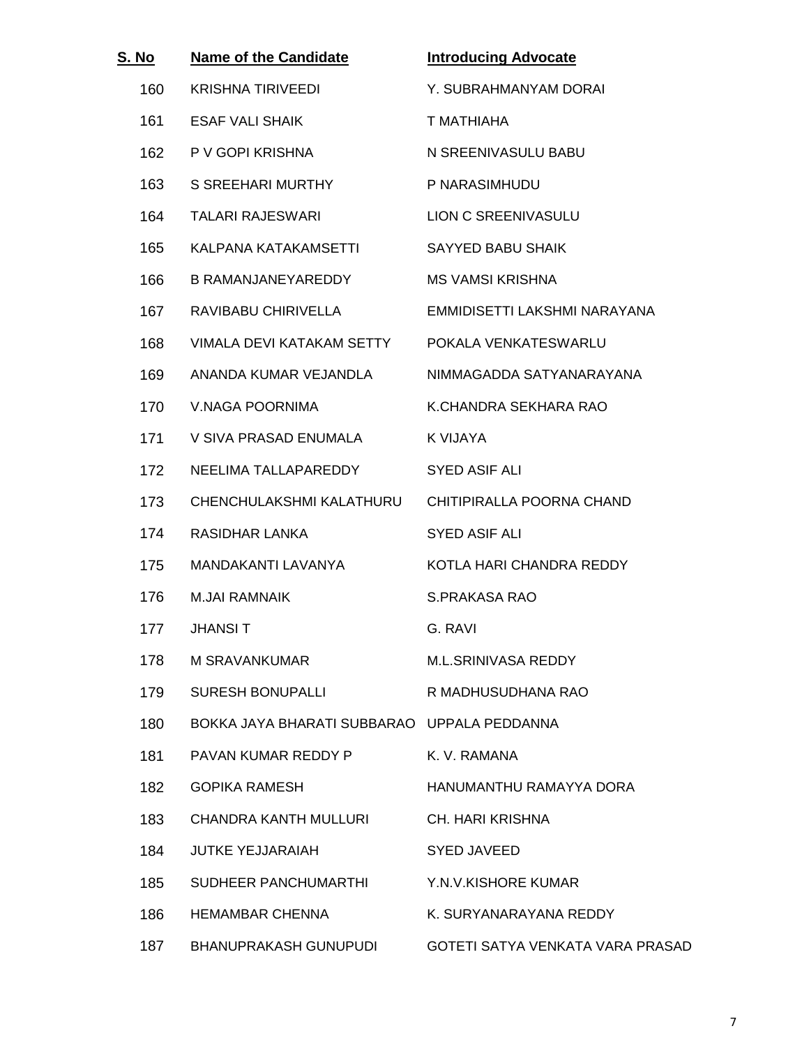| S. No | Name of the Candidate | Introducing Advocate |
|---|---|---|
| 160 | KRISHNA TIRIVEEDI | Y. SUBRAHMANYAM DORAI |
| 161 | ESAF VALI SHAIK | T MATHIAHA |
| 162 | P V GOPI KRISHNA | N SREENIVASULU BABU |
| 163 | S SREEHARI MURTHY | P NARASIMHUDU |
| 164 | TALARI RAJESWARI | LION C SREENIVASULU |
| 165 | KALPANA KATAKAMSETTI | SAYYED BABU SHAIK |
| 166 | B RAMANJANEYAREDDY | MS VAMSI KRISHNA |
| 167 | RAVIBABU CHIRIVELLA | EMMIDISETTI LAKSHMI NARAYANA |
| 168 | VIMALA DEVI KATAKAM SETTY | POKALA VENKATESWARLU |
| 169 | ANANDA KUMAR VEJANDLA | NIMMAGADDA SATYANARAYANA |
| 170 | V.NAGA POORNIMA | K.CHANDRA SEKHARA RAO |
| 171 | V SIVA PRASAD ENUMALA | K VIJAYA |
| 172 | NEELIMA TALLAPAREDDY | SYED ASIF ALI |
| 173 | CHENCHULAKSHMI KALATHURU | CHITIPIRALLA POORNA CHAND |
| 174 | RASIDHAR LANKA | SYED ASIF ALI |
| 175 | MANDAKANTI LAVANYA | KOTLA HARI CHANDRA REDDY |
| 176 | M.JAI RAMNAIK | S.PRAKASA RAO |
| 177 | JHANSI T | G. RAVI |
| 178 | M SRAVANKUMAR | M.L.SRINIVASA REDDY |
| 179 | SURESH BONUPALLI | R MADHUSUDHANA RAO |
| 180 | BOKKA JAYA BHARATI SUBBARAO | UPPALA PEDDANNA |
| 181 | PAVAN KUMAR REDDY P | K. V. RAMANA |
| 182 | GOPIKA RAMESH | HANUMANTHU RAMAYYA DORA |
| 183 | CHANDRA KANTH MULLURI | CH. HARI KRISHNA |
| 184 | JUTKE YEJJARAIAH | SYED JAVEED |
| 185 | SUDHEER PANCHUMARTHI | Y.N.V.KISHORE KUMAR |
| 186 | HEMAMBAR CHENNA | K. SURYANARAYANA REDDY |
| 187 | BHANUPRAKASH GUNUPUDI | GOTETI SATYA VENKATA VARA PRASAD |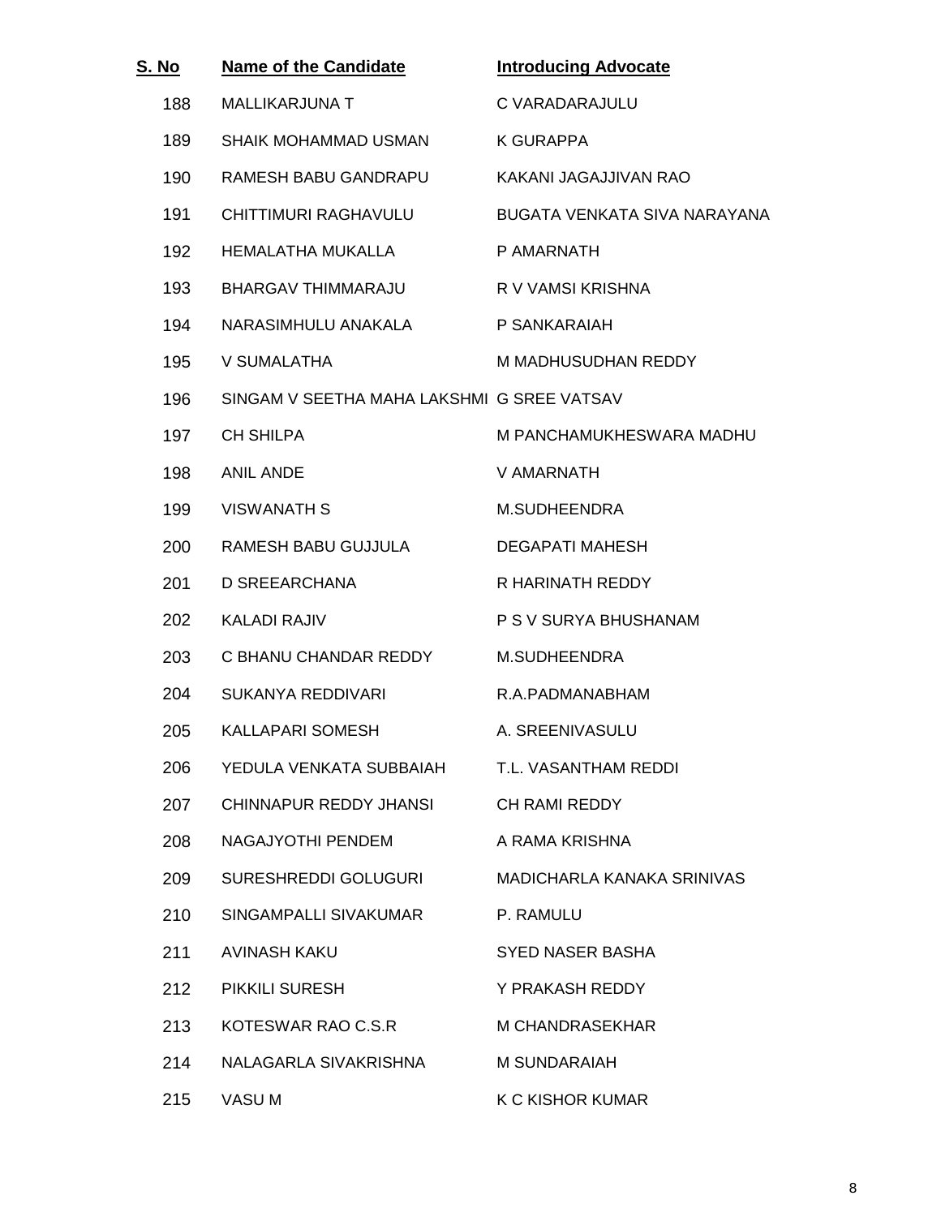| S. No | Name of the Candidate | Introducing Advocate |
|---|---|---|
| 188 | MALLIKARJUNA T | C VARADARAJULU |
| 189 | SHAIK MOHAMMAD USMAN | K GURAPPA |
| 190 | RAMESH BABU GANDRAPU | KAKANI JAGAJJIVAN RAO |
| 191 | CHITTIMURI RAGHAVULU | BUGATA VENKATA SIVA NARAYANA |
| 192 | HEMALATHA MUKALLA | P AMARNATH |
| 193 | BHARGAV THIMMARAJU | R V VAMSI KRISHNA |
| 194 | NARASIMHULU ANAKALA | P SANKARAIAH |
| 195 | V SUMALATHA | M MADHUSUDHAN REDDY |
| 196 | SINGAM V SEETHA MAHA LAKSHMI | G SREE VATSAV |
| 197 | CH SHILPA | M PANCHAMUKHESWARA MADHU |
| 198 | ANIL ANDE | V AMARNATH |
| 199 | VISWANATH S | M.SUDHEENDRA |
| 200 | RAMESH BABU GUJJULA | DEGAPATI MAHESH |
| 201 | D SREEARCHANA | R HARINATH REDDY |
| 202 | KALADI RAJIV | P S V SURYA BHUSHANAM |
| 203 | C BHANU CHANDAR REDDY | M.SUDHEENDRA |
| 204 | SUKANYA REDDIVARI | R.A.PADMANABHAM |
| 205 | KALLAPARI SOMESH | A. SREENIVASULU |
| 206 | YEDULA VENKATA SUBBAIAH | T.L. VASANTHAM REDDI |
| 207 | CHINNAPUR REDDY JHANSI | CH RAMI REDDY |
| 208 | NAGAJYOTHI PENDEM | A RAMA KRISHNA |
| 209 | SURESHREDDI GOLUGURI | MADICHARLA KANAKA SRINIVAS |
| 210 | SINGAMPALLI SIVAKUMAR | P. RAMULU |
| 211 | AVINASH KAKU | SYED NASER BASHA |
| 212 | PIKKILI SURESH | Y PRAKASH REDDY |
| 213 | KOTESWAR RAO C.S.R | M CHANDRASEKHAR |
| 214 | NALAGARLA SIVAKRISHNA | M SUNDARAIAH |
| 215 | VASU M | K C KISHOR KUMAR |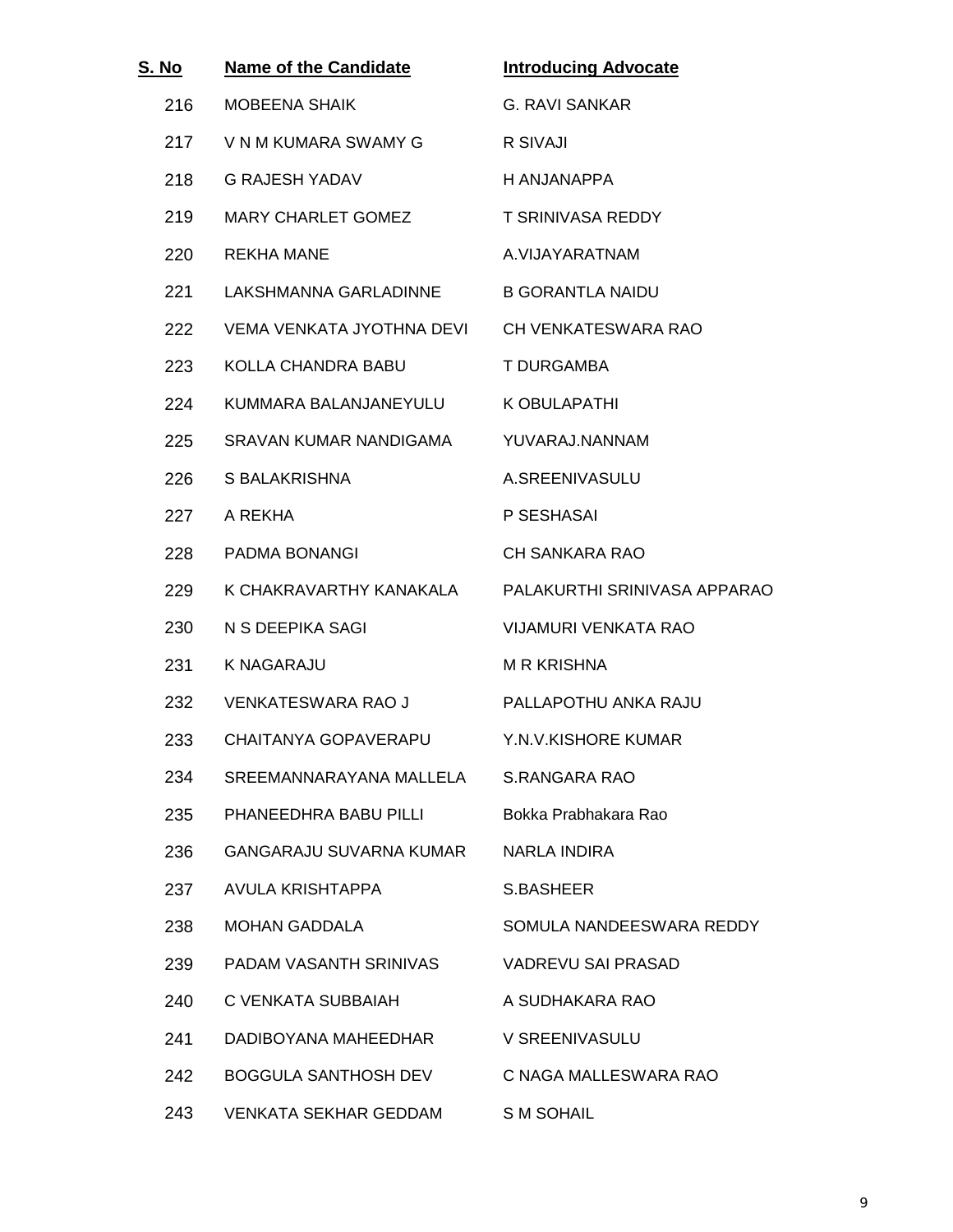| S. No | Name of the Candidate | Introducing Advocate |
|---|---|---|
| 216 | MOBEENA SHAIK | G. RAVI SANKAR |
| 217 | V N M KUMARA SWAMY G | R SIVAJI |
| 218 | G RAJESH YADAV | H ANJANAPPA |
| 219 | MARY CHARLET GOMEZ | T SRINIVASA REDDY |
| 220 | REKHA MANE | A.VIJAYARATNAM |
| 221 | LAKSHMANNA GARLADINNE | B GORANTLA NAIDU |
| 222 | VEMA VENKATA JYOTHNA DEVI | CH VENKATESWARA RAO |
| 223 | KOLLA CHANDRA BABU | T DURGAMBA |
| 224 | KUMMARA BALANJANEYULU | K OBULAPATHI |
| 225 | SRAVAN KUMAR NANDIGAMA | YUVARAJ.NANNAM |
| 226 | S BALAKRISHNA | A.SREENIVASULU |
| 227 | A REKHA | P SESHASAI |
| 228 | PADMA BONANGI | CH SANKARA RAO |
| 229 | K CHAKRAVARTHY KANAKALA | PALAKURTHI SRINIVASA APPARAO |
| 230 | N S DEEPIKA SAGI | VIJAMURI VENKATA RAO |
| 231 | K NAGARAJU | M R KRISHNA |
| 232 | VENKATESWARA RAO J | PALLAPOTHU ANKA RAJU |
| 233 | CHAITANYA GOPAVERAPU | Y.N.V.KISHORE KUMAR |
| 234 | SREEMANNARAYANA MALLELA | S.RANGARA RAO |
| 235 | PHANEEDHRA BABU PILLI | Bokka Prabhakara Rao |
| 236 | GANGARAJU SUVARNA KUMAR | NARLA INDIRA |
| 237 | AVULA KRISHTAPPA | S.BASHEER |
| 238 | MOHAN GADDALA | SOMULA NANDEESWARA REDDY |
| 239 | PADAM VASANTH SRINIVAS | VADREVU SAI PRASAD |
| 240 | C VENKATA SUBBAIAH | A SUDHAKARA RAO |
| 241 | DADIBOYANA MAHEEDHAR | V SREENIVASULU |
| 242 | BOGGULA SANTHOSH DEV | C NAGA MALLESWARA RAO |
| 243 | VENKATA SEKHAR GEDDAM | S M SOHAIL |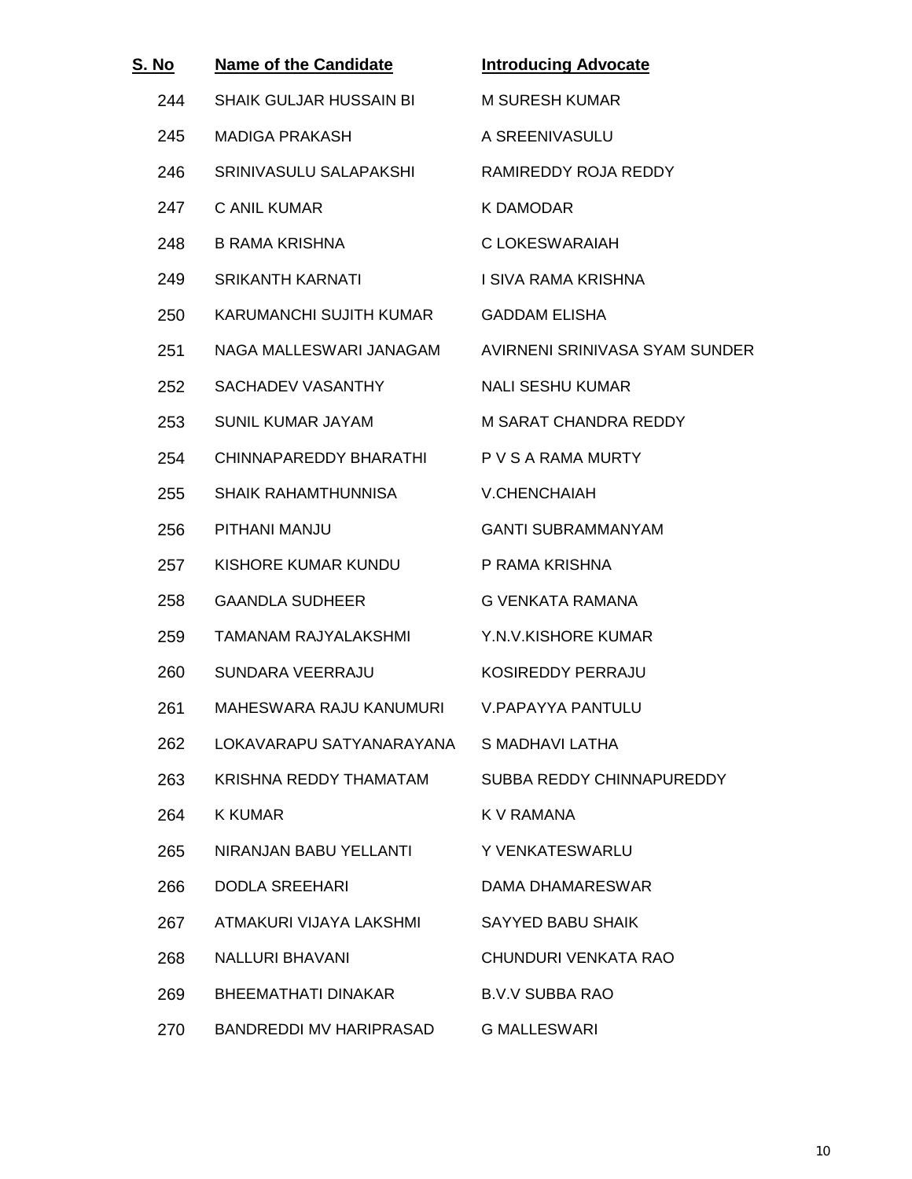| S. No | Name of the Candidate | Introducing Advocate |
|---|---|---|
| 244 | SHAIK GULJAR HUSSAIN BI | M SURESH KUMAR |
| 245 | MADIGA PRAKASH | A SREENIVASULU |
| 246 | SRINIVASULU SALAPAKSHI | RAMIREDDY ROJA REDDY |
| 247 | C ANIL KUMAR | K DAMODAR |
| 248 | B RAMA KRISHNA | C LOKESWARAIAH |
| 249 | SRIKANTH KARNATI | I SIVA RAMA KRISHNA |
| 250 | KARUMANCHI SUJITH KUMAR | GADDAM ELISHA |
| 251 | NAGA MALLESWARI JANAGAM | AVIRNENI SRINIVASA SYAM SUNDER |
| 252 | SACHADEV VASANTHY | NALI SESHU KUMAR |
| 253 | SUNIL KUMAR JAYAM | M SARAT CHANDRA REDDY |
| 254 | CHINNAPAREDDY BHARATHI | P V S A RAMA MURTY |
| 255 | SHAIK RAHAMTHUNNISA | V.CHENCHAIAH |
| 256 | PITHANI MANJU | GANTI SUBRAMMANYAM |
| 257 | KISHORE KUMAR KUNDU | P RAMA KRISHNA |
| 258 | GAANDLA SUDHEER | G VENKATA RAMANA |
| 259 | TAMANAM RAJYALAKSHMI | Y.N.V.KISHORE KUMAR |
| 260 | SUNDARA VEERRAJU | KOSIREDDY PERRAJU |
| 261 | MAHESWARA RAJU KANUMURI | V.PAPAYYA PANTULU |
| 262 | LOKAVARAPU SATYANARAYANA | S MADHAVI LATHA |
| 263 | KRISHNA REDDY THAMATAM | SUBBA REDDY CHINNAPUREDDY |
| 264 | K KUMAR | K V RAMANA |
| 265 | NIRANJAN BABU YELLANTI | Y VENKATESWARLU |
| 266 | DODLA SREEHARI | DAMA DHAMARESWAR |
| 267 | ATMAKURI VIJAYA LAKSHMI | SAYYED BABU SHAIK |
| 268 | NALLURI BHAVANI | CHUNDURI VENKATA RAO |
| 269 | BHEEMATHATI DINAKAR | B.V.V SUBBA RAO |
| 270 | BANDREDDI MV HARIPRASAD | G MALLESWARI |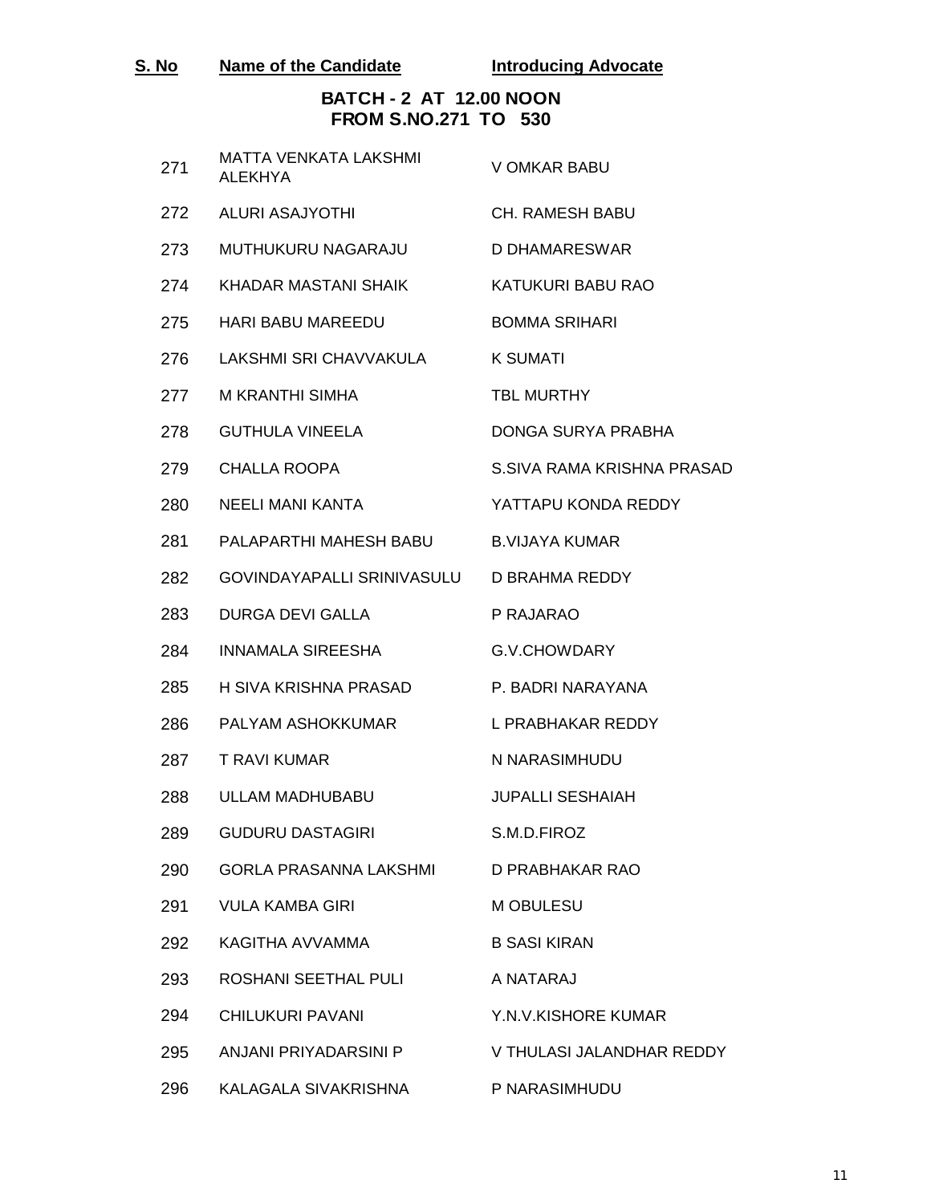| S. No | Name of the Candidate | Introducing Advocate |
| --- | --- | --- |

**BATCH - 2 AT 12.00 NOON**
**FROM S.NO.271 TO 530**

| S. No | Name of the Candidate | Introducing Advocate |
| --- | --- | --- |
| 271 | MATTA VENKATA LAKSHMI ALEKHYA | V OMKAR BABU |
| 272 | ALURI ASAJYOTHI | CH. RAMESH BABU |
| 273 | MUTHUKURU NAGARAJU | D DHAMARESWAR |
| 274 | KHADAR MASTANI SHAIK | KATUKURI BABU RAO |
| 275 | HARI BABU MAREEDU | BOMMA SRIHARI |
| 276 | LAKSHMI SRI CHAVVAKULA | K SUMATI |
| 277 | M KRANTHI SIMHA | TBL MURTHY |
| 278 | GUTHULA VINEELA | DONGA SURYA PRABHA |
| 279 | CHALLA ROOPA | S.SIVA RAMA KRISHNA PRASAD |
| 280 | NEELI MANI KANTA | YATTAPU KONDA REDDY |
| 281 | PALAPARTHI MAHESH BABU | B.VIJAYA KUMAR |
| 282 | GOVINDAYAPALLI SRINIVASULU | D BRAHMA REDDY |
| 283 | DURGA DEVI GALLA | P RAJARAO |
| 284 | INNAMALA SIREESHA | G.V.CHOWDARY |
| 285 | H SIVA KRISHNA PRASAD | P. BADRI NARAYANA |
| 286 | PALYAM ASHOKKUMAR | L PRABHAKAR REDDY |
| 287 | T RAVI KUMAR | N NARASIMHUDU |
| 288 | ULLAM MADHUBABU | JUPALLI SESHAIAH |
| 289 | GUDURU DASTAGIRI | S.M.D.FIROZ |
| 290 | GORLA PRASANNA LAKSHMI | D PRABHAKAR RAO |
| 291 | VULA KAMBA GIRI | M OBULESU |
| 292 | KAGITHA AVVAMMA | B SASI KIRAN |
| 293 | ROSHANI SEETHAL PULI | A NATARAJ |
| 294 | CHILUKURI PAVANI | Y.N.V.KISHORE KUMAR |
| 295 | ANJANI PRIYADARSINI P | V THULASI JALANDHAR REDDY |
| 296 | KALAGALA SIVAKRISHNA | P NARASIMHUDU |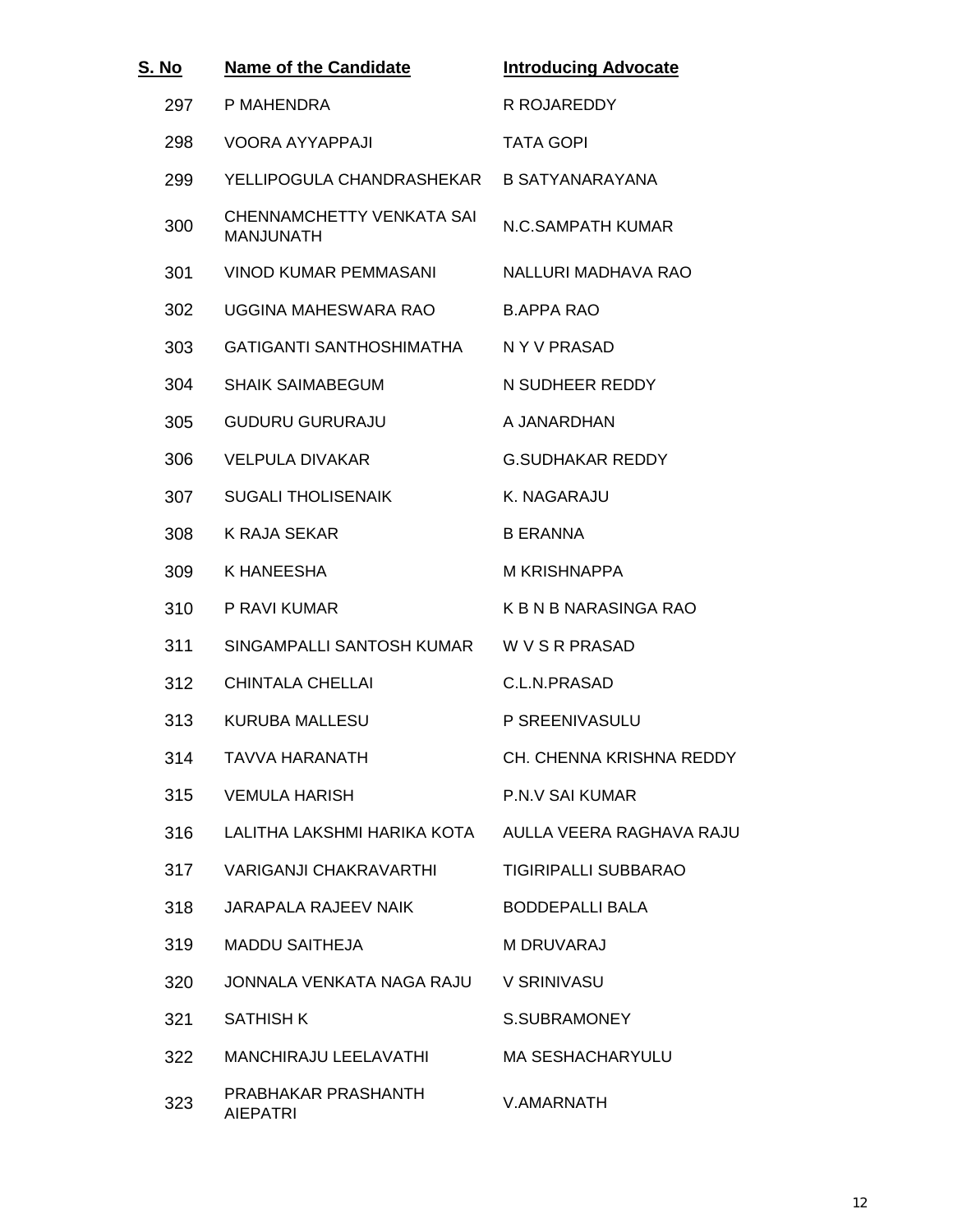| S. No | Name of the Candidate | Introducing Advocate |
|---|---|---|
| 297 | P MAHENDRA | R ROJAREDDY |
| 298 | VOORA AYYAPPAJI | TATA GOPI |
| 299 | YELLIPOGULA CHANDRASHEKAR | B SATYANARAYANA |
| 300 | CHENNAMCHETTY VENKATA SAI MANJUNATH | N.C.SAMPATH KUMAR |
| 301 | VINOD KUMAR PEMMASANI | NALLURI MADHAVA RAO |
| 302 | UGGINA MAHESWARA RAO | B.APPA RAO |
| 303 | GATIGANTI SANTHOSHIMATHA | N Y V PRASAD |
| 304 | SHAIK SAIMABEGUM | N SUDHEER REDDY |
| 305 | GUDURU GURURAJU | A JANARDHAN |
| 306 | VELPULA DIVAKAR | G.SUDHAKAR REDDY |
| 307 | SUGALI THOLISENAIK | K. NAGARAJU |
| 308 | K RAJA SEKAR | B ERANNA |
| 309 | K HANEESHA | M KRISHNAPPA |
| 310 | P RAVI KUMAR | K B N B NARASINGA RAO |
| 311 | SINGAMPALLI SANTOSH KUMAR | W V S R PRASAD |
| 312 | CHINTALA CHELLAI | C.L.N.PRASAD |
| 313 | KURUBA MALLESU | P SREENIVASULU |
| 314 | TAVVA HARANATH | CH. CHENNA KRISHNA REDDY |
| 315 | VEMULA HARISH | P.N.V SAI KUMAR |
| 316 | LALITHA LAKSHMI HARIKA KOTA | AULLA VEERA RAGHAVA RAJU |
| 317 | VARIGANJI CHAKRAVARTHI | TIGIRIPALLI SUBBARAO |
| 318 | JARAPALA RAJEEV NAIK | BODDEPALLI BALA |
| 319 | MADDU SAITHEJA | M DRUVARAJ |
| 320 | JONNALA VENKATA NAGA RAJU | V SRINIVASU |
| 321 | SATHISH K | S.SUBRAMONEY |
| 322 | MANCHIRAJU LEELAVATHI | MA SESHACHARYULU |
| 323 | PRABHAKAR PRASHANTH AIEPATRI | V.AMARNATH |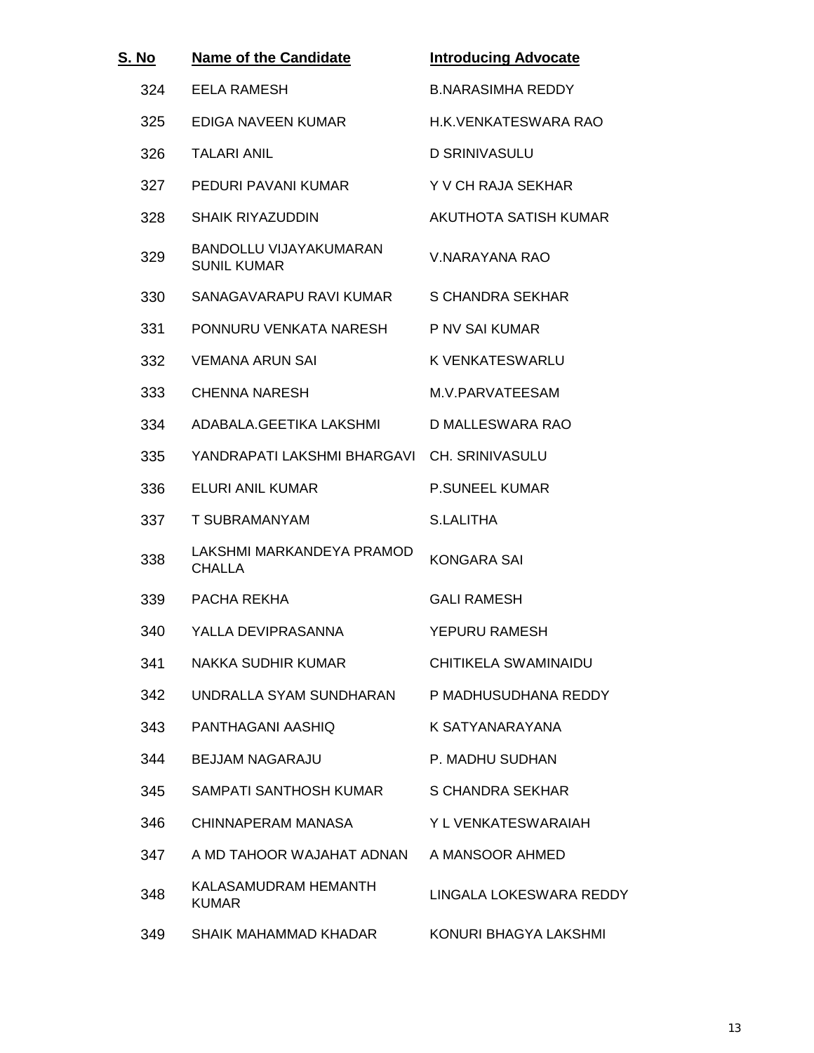| S. No | Name of the Candidate | Introducing Advocate |
|---|---|---|
| 324 | EELA RAMESH | B.NARASIMHA REDDY |
| 325 | EDIGA NAVEEN KUMAR | H.K.VENKATESWARA RAO |
| 326 | TALARI ANIL | D SRINIVASULU |
| 327 | PEDURI PAVANI KUMAR | Y V CH RAJA SEKHAR |
| 328 | SHAIK RIYAZUDDIN | AKUTHOTA SATISH KUMAR |
| 329 | BANDOLLU VIJAYAKUMARAN SUNIL KUMAR | V.NARAYANA RAO |
| 330 | SANAGAVARAPU RAVI KUMAR | S CHANDRA SEKHAR |
| 331 | PONNURU VENKATA NARESH | P NV SAI KUMAR |
| 332 | VEMANA ARUN SAI | K VENKATESWARLU |
| 333 | CHENNA NARESH | M.V.PARVATEESAM |
| 334 | ADABALA.GEETIKA LAKSHMI | D MALLESWARA RAO |
| 335 | YANDRAPATI LAKSHMI BHARGAVI | CH. SRINIVASULU |
| 336 | ELURI ANIL KUMAR | P.SUNEEL KUMAR |
| 337 | T SUBRAMANYAM | S.LALITHA |
| 338 | LAKSHMI MARKANDEYA PRAMOD CHALLA | KONGARA SAI |
| 339 | PACHA REKHA | GALI RAMESH |
| 340 | YALLA DEVIPRASANNA | YEPURU RAMESH |
| 341 | NAKKA SUDHIR KUMAR | CHITIKELA SWAMINAIDU |
| 342 | UNDRALLA SYAM SUNDHARAN | P MADHUSUDHANA REDDY |
| 343 | PANTHAGANI AASHIQ | K SATYANARAYANA |
| 344 | BEJJAM NAGARAJU | P. MADHU SUDHAN |
| 345 | SAMPATI SANTHOSH KUMAR | S CHANDRA SEKHAR |
| 346 | CHINNAPERAM MANASA | Y L VENKATESWARAIAH |
| 347 | A MD TAHOOR WAJAHAT ADNAN | A MANSOOR AHMED |
| 348 | KALASAMUDRAM HEMANTH KUMAR | LINGALA LOKESWARA REDDY |
| 349 | SHAIK MAHAMMAD KHADAR | KONURI BHAGYA LAKSHMI |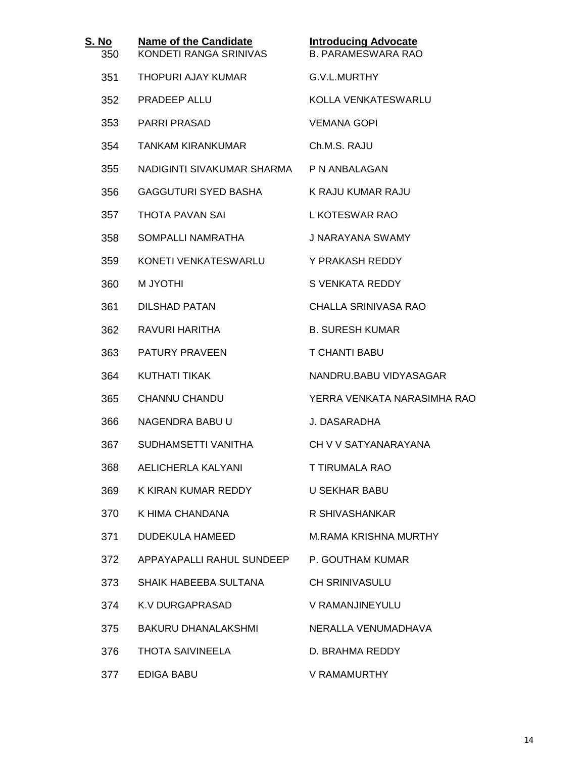| S. No | Name of the Candidate | Introducing Advocate |
|---|---|---|
| 350 | KONDETI RANGA SRINIVAS | B. PARAMESWARA RAO |
| 351 | THOPURI AJAY KUMAR | G.V.L.MURTHY |
| 352 | PRADEEP ALLU | KOLLA VENKATESWARLU |
| 353 | PARRI PRASAD | VEMANA GOPI |
| 354 | TANKAM KIRANKUMAR | Ch.M.S. RAJU |
| 355 | NADIGINTI SIVAKUMAR SHARMA | P N ANBALAGAN |
| 356 | GAGGUTURI SYED BASHA | K RAJU KUMAR RAJU |
| 357 | THOTA PAVAN SAI | L KOTESWAR RAO |
| 358 | SOMPALLI NAMRATHA | J NARAYANA SWAMY |
| 359 | KONETI VENKATESWARLU | Y PRAKASH REDDY |
| 360 | M JYOTHI | S VENKATA REDDY |
| 361 | DILSHAD PATAN | CHALLA SRINIVASA RAO |
| 362 | RAVURI HARITHA | B. SURESH KUMAR |
| 363 | PATURY PRAVEEN | T CHANTI BABU |
| 364 | KUTHATI TIKAK | NANDRU.BABU VIDYASAGAR |
| 365 | CHANNU CHANDU | YERRA VENKATA NARASIMHA RAO |
| 366 | NAGENDRA BABU U | J. DASARADHA |
| 367 | SUDHAMSETTI VANITHA | CH V V SATYANARAYANA |
| 368 | AELICHERLA KALYANI | T TIRUMALA RAO |
| 369 | K KIRAN KUMAR REDDY | U SEKHAR BABU |
| 370 | K HIMA CHANDANA | R SHIVASHANKAR |
| 371 | DUDEKULA HAMEED | M.RAMA KRISHNA MURTHY |
| 372 | APPAYAPALLI RAHUL SUNDEEP | P. GOUTHAM KUMAR |
| 373 | SHAIK HABEEBA SULTANA | CH SRINIVASULU |
| 374 | K.V DURGAPRASAD | V RAMANJINEYULU |
| 375 | BAKURU DHANALAKSHMI | NERALLA VENUMADHAVA |
| 376 | THOTA SAIVINEELA | D. BRAHMA REDDY |
| 377 | EDIGA BABU | V RAMAMURTHY |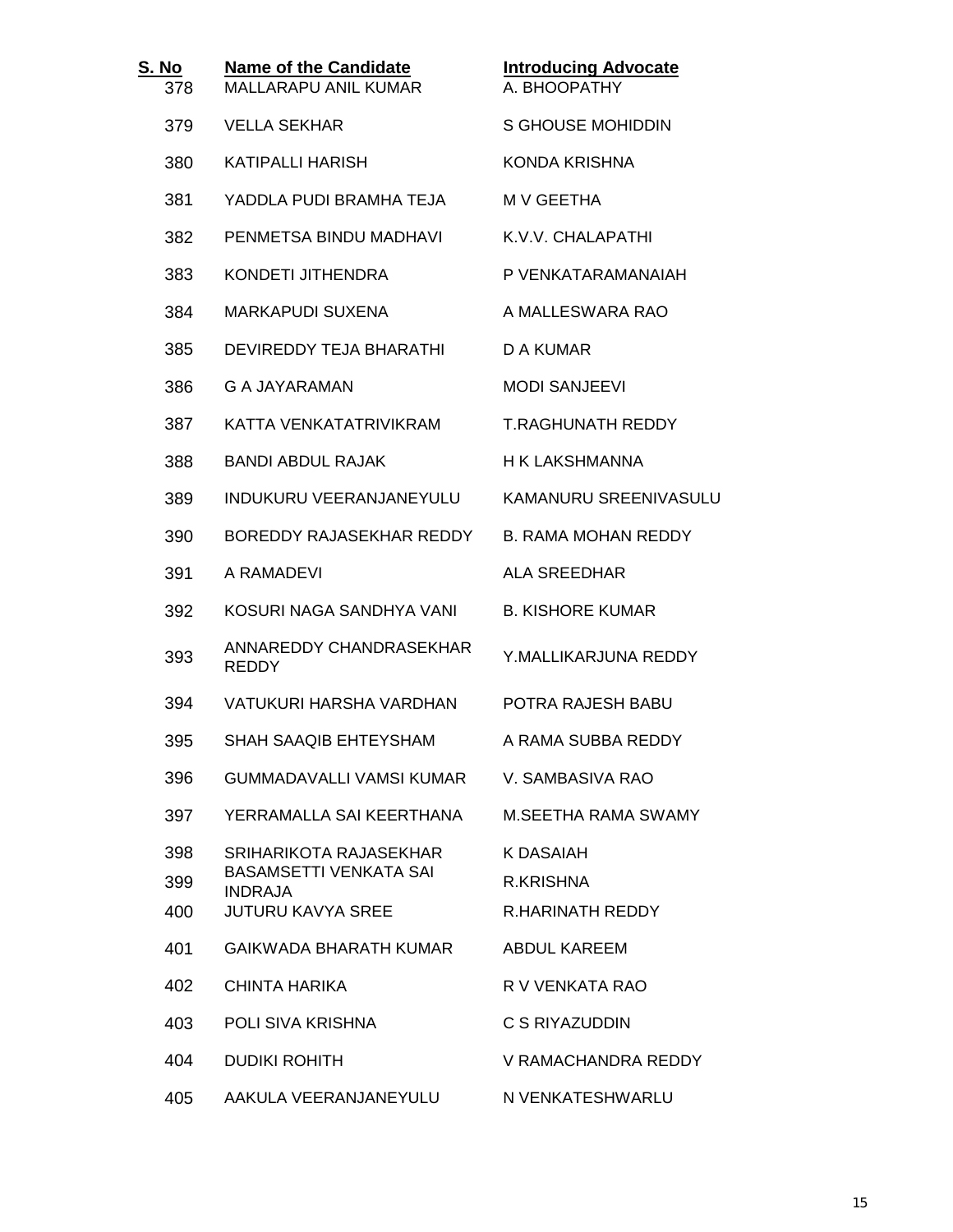| S. No | Name of the Candidate | Introducing Advocate |
|---|---|---|
| 378 | MALLARAPU ANIL KUMAR | A. BHOOPATHY |
| 379 | VELLA SEKHAR | S GHOUSE MOHIDDIN |
| 380 | KATIPALLI HARISH | KONDA KRISHNA |
| 381 | YADDLA PUDI BRAMHA TEJA | M V GEETHA |
| 382 | PENMETSA BINDU MADHAVI | K.V.V. CHALAPATHI |
| 383 | KONDETI JITHENDRA | P VENKATARAMANAIAH |
| 384 | MARKAPUDI SUXENA | A MALLESWARA RAO |
| 385 | DEVIREDDY TEJA BHARATHI | D A KUMAR |
| 386 | G A JAYARAMAN | MODI SANJEEVI |
| 387 | KATTA VENKATATRIVIKRAM | T.RAGHUNATH REDDY |
| 388 | BANDI ABDUL RAJAK | H K LAKSHMANNA |
| 389 | INDUKURU VEERANJANEYULU | KAMANURU SREENIVASULU |
| 390 | BOREDDY RAJASEKHAR REDDY | B. RAMA MOHAN REDDY |
| 391 | A RAMADEVI | ALA SREEDHAR |
| 392 | KOSURI NAGA SANDHYA VANI | B. KISHORE KUMAR |
| 393 | ANNAREDDY CHANDRASEKHAR REDDY | Y.MALLIKARJUNA REDDY |
| 394 | VATUKURI HARSHA VARDHAN | POTRA RAJESH BABU |
| 395 | SHAH SAAQIB EHTEYSHAM | A RAMA SUBBA REDDY |
| 396 | GUMMADAVALLI VAMSI KUMAR | V. SAMBASIVA RAO |
| 397 | YERRAMALLA SAI KEERTHANA | M.SEETHA RAMA SWAMY |
| 398 | SRIHARIKOTA RAJASEKHAR | K DASAIAH |
| 399 | BASAMSETTI VENKATA SAI INDRAJA | R.KRISHNA |
| 400 | JUTURU KAVYA SREE | R.HARINATH REDDY |
| 401 | GAIKWADA BHARATH KUMAR | ABDUL KAREEM |
| 402 | CHINTA HARIKA | R V VENKATA RAO |
| 403 | POLI SIVA KRISHNA | C S RIYAZUDDIN |
| 404 | DUDIKI ROHITH | V RAMACHANDRA REDDY |
| 405 | AAKULA VEERANJANEYULU | N VENKATESHWARLU |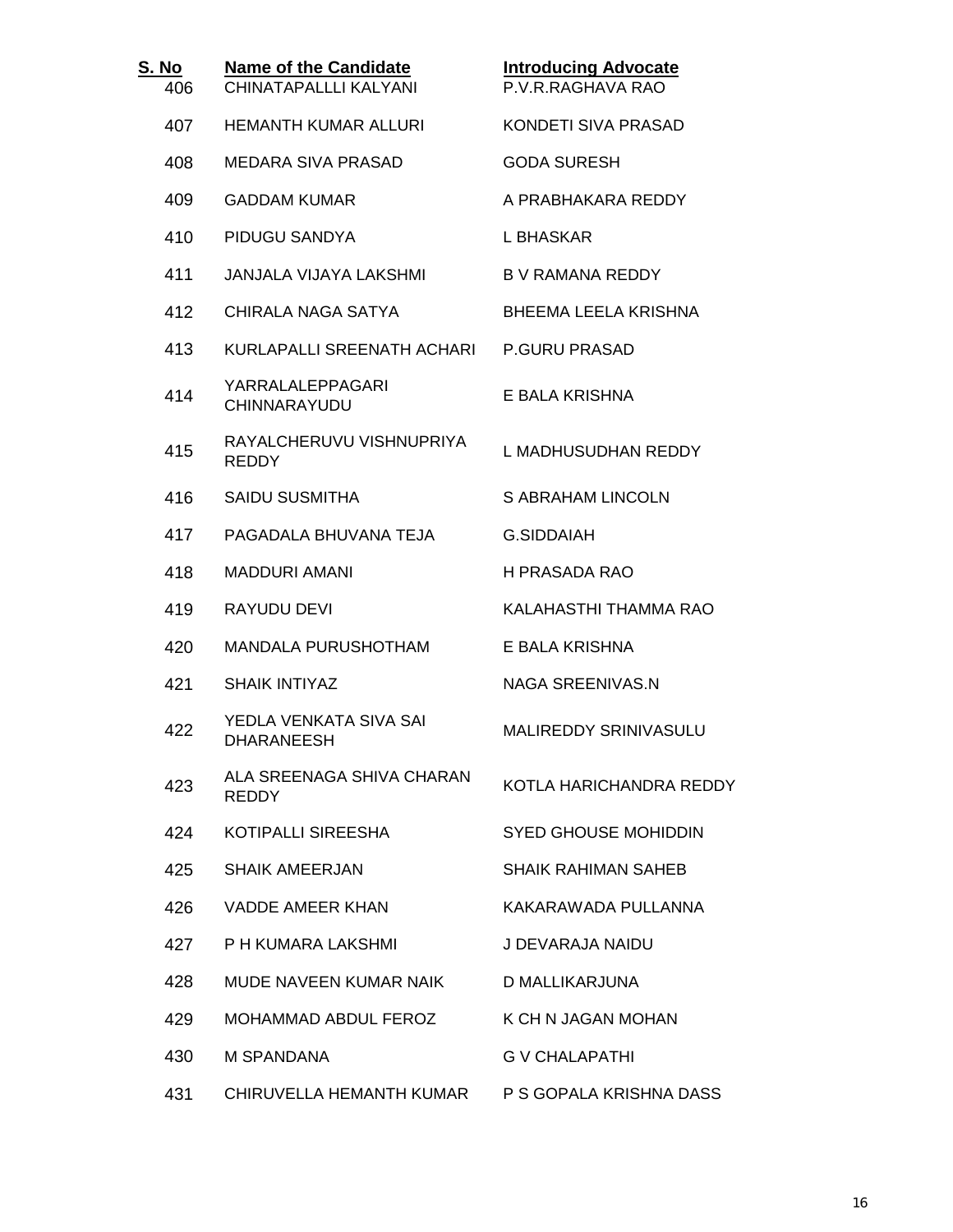| S. No | Name of the Candidate | Introducing Advocate |
|---|---|---|
| 406 | CHINATAPALLLI KALYANI | P.V.R.RAGHAVA RAO |
| 407 | HEMANTH KUMAR ALLURI | KONDETI SIVA PRASAD |
| 408 | MEDARA SIVA PRASAD | GODA SURESH |
| 409 | GADDAM KUMAR | A PRABHAKARA REDDY |
| 410 | PIDUGU SANDYA | L BHASKAR |
| 411 | JANJALA VIJAYA LAKSHMI | B V RAMANA REDDY |
| 412 | CHIRALA NAGA SATYA | BHEEMA LEELA KRISHNA |
| 413 | KURLAPALLI SREENATH ACHARI | P.GURU PRASAD |
| 414 | YARRALALEPPAGARI CHINNARAYUDU | E BALA KRISHNA |
| 415 | RAYALCHERUVU VISHNUPRIYA REDDY | L MADHUSUDHAN REDDY |
| 416 | SAIDU SUSMITHA | S ABRAHAM LINCOLN |
| 417 | PAGADALA BHUVANA TEJA | G.SIDDAIAH |
| 418 | MADDURI AMANI | H PRASADA RAO |
| 419 | RAYUDU DEVI | KALAHASTHI THAMMA RAO |
| 420 | MANDALA PURUSHOTHAM | E BALA KRISHNA |
| 421 | SHAIK INTIYAZ | NAGA SREENIVAS.N |
| 422 | YEDLA VENKATA SIVA SAI DHARANEESH | MALIREDDY SRINIVASULU |
| 423 | ALA SREENAGA SHIVA CHARAN REDDY | KOTLA HARICHANDRA REDDY |
| 424 | KOTIPALLI SIREESHA | SYED GHOUSE MOHIDDIN |
| 425 | SHAIK AMEERJAN | SHAIK RAHIMAN SAHEB |
| 426 | VADDE AMEER KHAN | KAKARAWADA PULLANNA |
| 427 | P H KUMARA LAKSHMI | J DEVARAJA NAIDU |
| 428 | MUDE NAVEEN KUMAR NAIK | D MALLIKARJUNA |
| 429 | MOHAMMAD ABDUL FEROZ | K CH N JAGAN MOHAN |
| 430 | M SPANDANA | G V CHALAPATHI |
| 431 | CHIRUVELLA HEMANTH KUMAR | P S GOPALA KRISHNA DASS |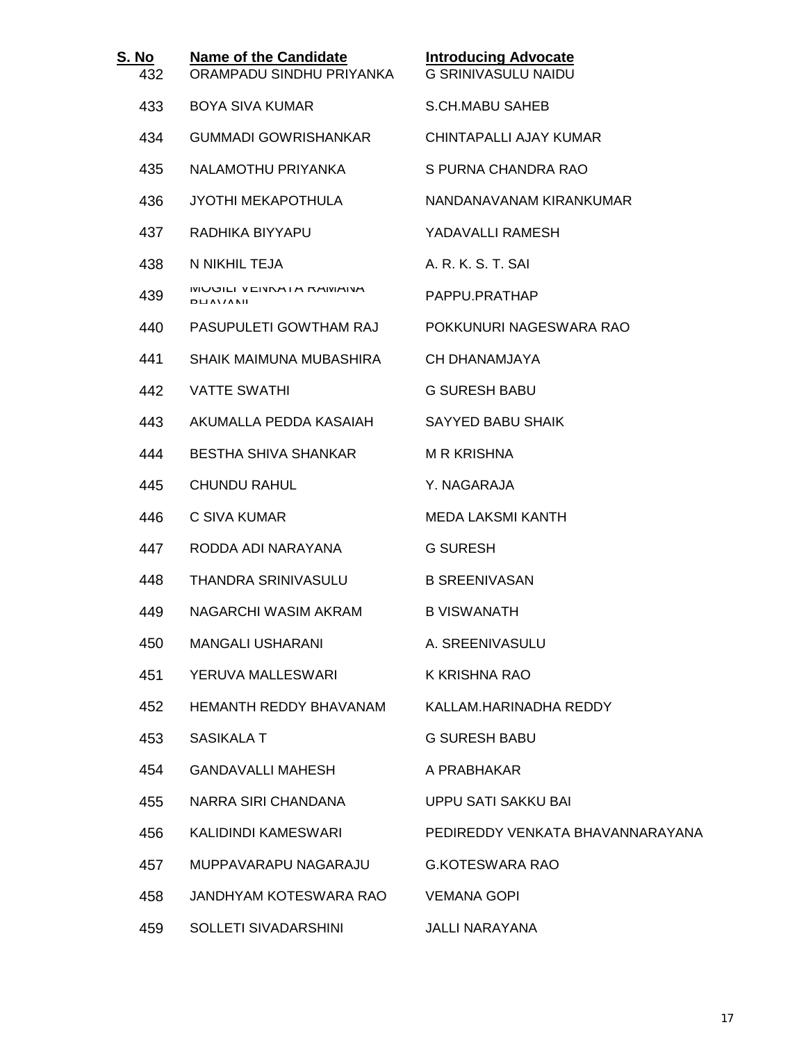| S. No | Name of the Candidate | Introducing Advocate |
|---|---|---|
| 432 | ORAMPADU SINDHU PRIYANKA | G SRINIVASULU NAIDU |
| 433 | BOYA SIVA KUMAR | S.CH.MABU SAHEB |
| 434 | GUMMADI GOWRISHANKAR | CHINTAPALLI AJAY KUMAR |
| 435 | NALAMOTHU PRIYANKA | S PURNA CHANDRA RAO |
| 436 | JYOTHI MEKAPOTHULA | NANDANAVANAM KIRANKUMAR |
| 437 | RADHIKA BIYYAPU | YADAVALLI RAMESH |
| 438 | N NIKHIL TEJA | A. R. K. S. T. SAI |
| 439 | MOGILI VENKATA RAMANA BHAVANI | PAPPU.PRATHAP |
| 440 | PASUPULETI GOWTHAM RAJ | POKKUNURI NAGESWARA RAO |
| 441 | SHAIK MAIMUNA MUBASHIRA | CH DHANAMJAYA |
| 442 | VATTE SWATHI | G SURESH BABU |
| 443 | AKUMALLA PEDDA KASAIAH | SAYYED BABU SHAIK |
| 444 | BESTHA SHIVA SHANKAR | M R KRISHNA |
| 445 | CHUNDU RAHUL | Y. NAGARAJA |
| 446 | C SIVA KUMAR | MEDA LAKSMI KANTH |
| 447 | RODDA ADI NARAYANA | G SURESH |
| 448 | THANDRA SRINIVASULU | B SREENIVASAN |
| 449 | NAGARCHI WASIM AKRAM | B VISWANATH |
| 450 | MANGALI USHARANI | A. SREENIVASULU |
| 451 | YERUVA MALLESWARI | K KRISHNA RAO |
| 452 | HEMANTH REDDY BHAVANAM | KALLAM.HARINADHA REDDY |
| 453 | SASIKALA T | G SURESH BABU |
| 454 | GANDAVALLI MAHESH | A PRABHAKAR |
| 455 | NARRA SIRI CHANDANA | UPPU SATI SAKKU BAI |
| 456 | KALIDINDI KAMESWARI | PEDIREDDY VENKATA BHAVANNARAYANA |
| 457 | MUPPAVARAPU NAGARAJU | G.KOTESWARA RAO |
| 458 | JANDHYAM KOTESWARA RAO | VEMANA GOPI |
| 459 | SOLLETI SIVADARSHINI | JALLI NARAYANA |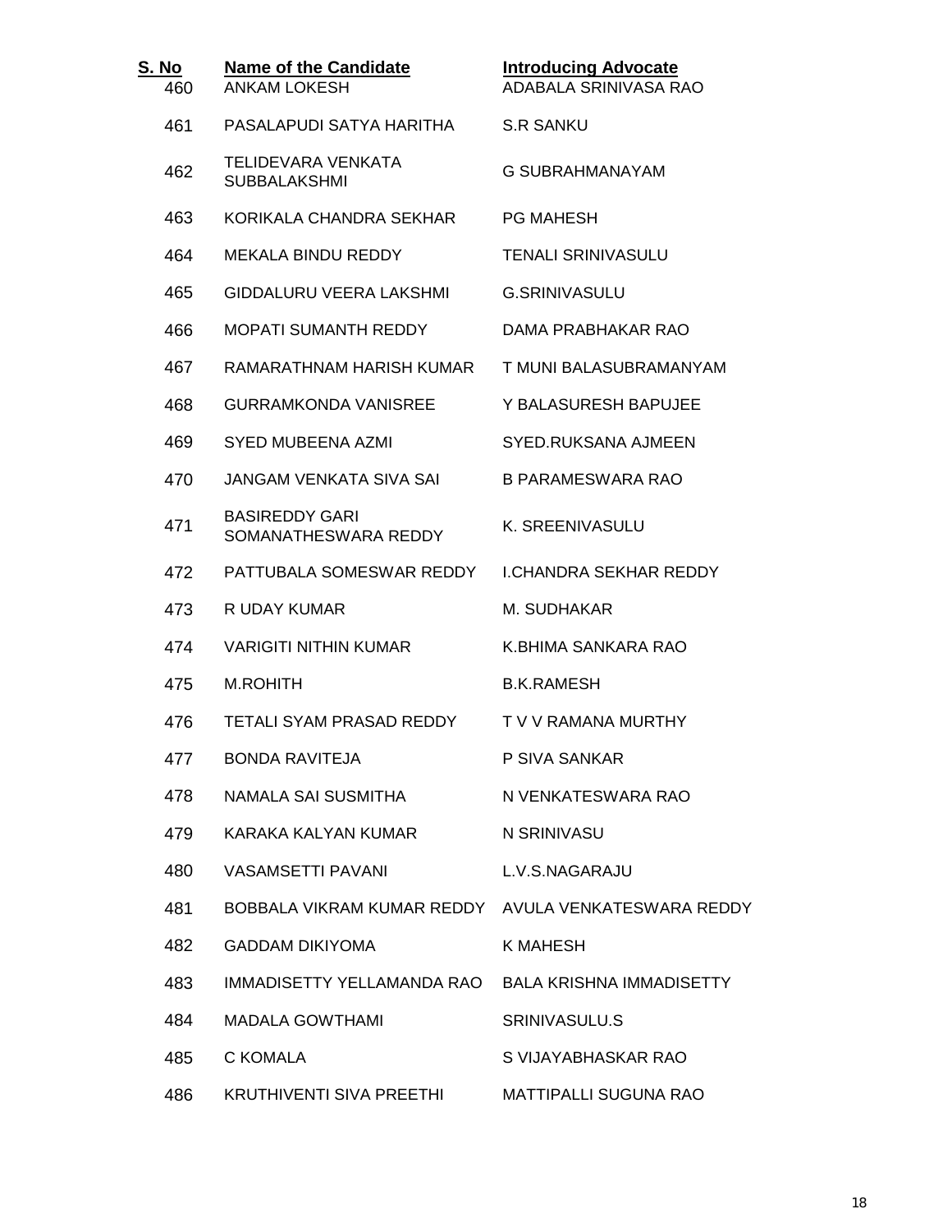| S. No | Name of the Candidate | Introducing Advocate |
|---|---|---|
| 460 | ANKAM LOKESH | ADABALA SRINIVASA RAO |
| 461 | PASALAPUDI SATYA HARITHA | S.R SANKU |
| 462 | TELIDEVARA VENKATA SUBBALAKSHMI | G SUBRAHMANAYAM |
| 463 | KORIKALA CHANDRA SEKHAR | PG MAHESH |
| 464 | MEKALA BINDU REDDY | TENALI SRINIVASULU |
| 465 | GIDDALURU VEERA LAKSHMI | G.SRINIVASULU |
| 466 | MOPATI SUMANTH REDDY | DAMA PRABHAKAR RAO |
| 467 | RAMARATHNAM HARISH KUMAR | T MUNI BALASUBRAMANYAM |
| 468 | GURRAMKONDA VANISREE | Y BALASURESH BAPUJEE |
| 469 | SYED MUBEENA AZMI | SYED.RUKSANA AJMEEN |
| 470 | JANGAM VENKATA SIVA SAI | B PARAMESWARA RAO |
| 471 | BASIREDDY GARI SOMANATHESWARA REDDY | K. SREENIVASULU |
| 472 | PATTUBALA SOMESWAR REDDY | I.CHANDRA SEKHAR REDDY |
| 473 | R UDAY KUMAR | M. SUDHAKAR |
| 474 | VARIGITI NITHIN KUMAR | K.BHIMA SANKARA RAO |
| 475 | M.ROHITH | B.K.RAMESH |
| 476 | TETALI SYAM PRASAD REDDY | T V V RAMANA MURTHY |
| 477 | BONDA RAVITEJA | P SIVA SANKAR |
| 478 | NAMALA SAI SUSMITHA | N VENKATESWARA RAO |
| 479 | KARAKA KALYAN KUMAR | N SRINIVASU |
| 480 | VASAMSETTI PAVANI | L.V.S.NAGARAJU |
| 481 | BOBBALA VIKRAM KUMAR REDDY | AVULA VENKATESWARA REDDY |
| 482 | GADDAM DIKIYOMA | K MAHESH |
| 483 | IMMADISETTY YELLAMANDA RAO | BALA KRISHNA IMMADISETTY |
| 484 | MADALA GOWTHAMI | SRINIVASULU.S |
| 485 | C KOMALA | S VIJAYABHASKAR RAO |
| 486 | KRUTHIVENTI SIVA PREETHI | MATTIPALLI SUGUNA RAO |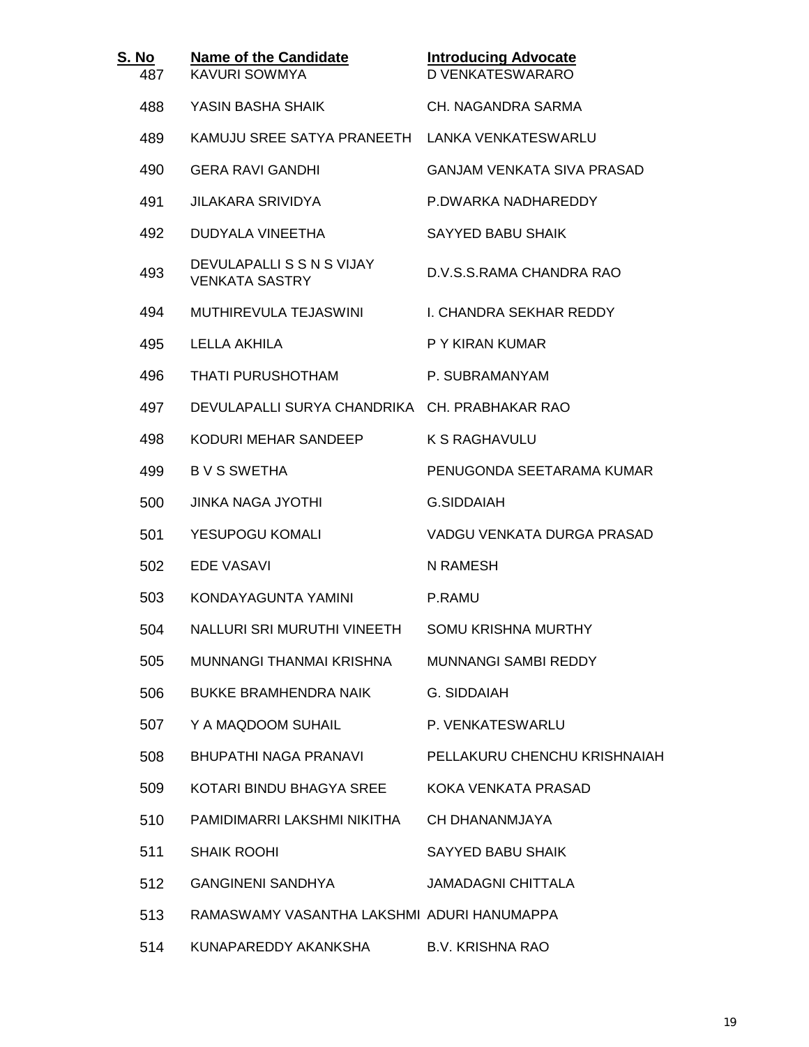| S. No | Name of the Candidate | Introducing Advocate |
| --- | --- | --- |
| 487 | KAVURI SOWMYA | D VENKATESWARARO |
| 488 | YASIN BASHA SHAIK | CH. NAGANDRA SARMA |
| 489 | KAMUJU SREE SATYA PRANEETH | LANKA VENKATESWARLU |
| 490 | GERA RAVI GANDHI | GANJAM VENKATA SIVA PRASAD |
| 491 | JILAKARA SRIVIDYA | P.DWARKA NADHAREDDY |
| 492 | DUDYALA VINEETHA | SAYYED BABU SHAIK |
| 493 | DEVULAPALLI S S N S VIJAY VENKATA SASTRY | D.V.S.S.RAMA CHANDRA RAO |
| 494 | MUTHIREVULA TEJASWINI | I. CHANDRA SEKHAR REDDY |
| 495 | LELLA AKHILA | P Y KIRAN KUMAR |
| 496 | THATI PURUSHOTHAM | P. SUBRAMANYAM |
| 497 | DEVULAPALLI SURYA CHANDRIKA | CH. PRABHAKAR RAO |
| 498 | KODURI MEHAR SANDEEP | K S RAGHAVULU |
| 499 | B V S SWETHA | PENUGONDA SEETARAMA KUMAR |
| 500 | JINKA NAGA JYOTHI | G.SIDDAIAH |
| 501 | YESUPOGU KOMALI | VADGU VENKATA DURGA PRASAD |
| 502 | EDE VASAVI | N RAMESH |
| 503 | KONDAYAGUNTA YAMINI | P.RAMU |
| 504 | NALLURI SRI MURUTHI VINEETH | SOMU KRISHNA MURTHY |
| 505 | MUNNANGI THANMAI KRISHNA | MUNNANGI SAMBI REDDY |
| 506 | BUKKE BRAMHENDRA NAIK | G. SIDDAIAH |
| 507 | Y A MAQDOOM SUHAIL | P. VENKATESWARLU |
| 508 | BHUPATHI NAGA PRANAVI | PELLAKURU CHENCHU KRISHNAIAH |
| 509 | KOTARI BINDU BHAGYA SREE | KOKA VENKATA PRASAD |
| 510 | PAMIDIMARRI LAKSHMI NIKITHA | CH DHANANMJAYA |
| 511 | SHAIK ROOHI | SAYYED BABU SHAIK |
| 512 | GANGINENI SANDHYA | JAMADAGNI CHITTALA |
| 513 | RAMASWAMY VASANTHA LAKSHMI | ADURI HANUMAPPA |
| 514 | KUNAPAREDDY AKANKSHA | B.V. KRISHNA RAO |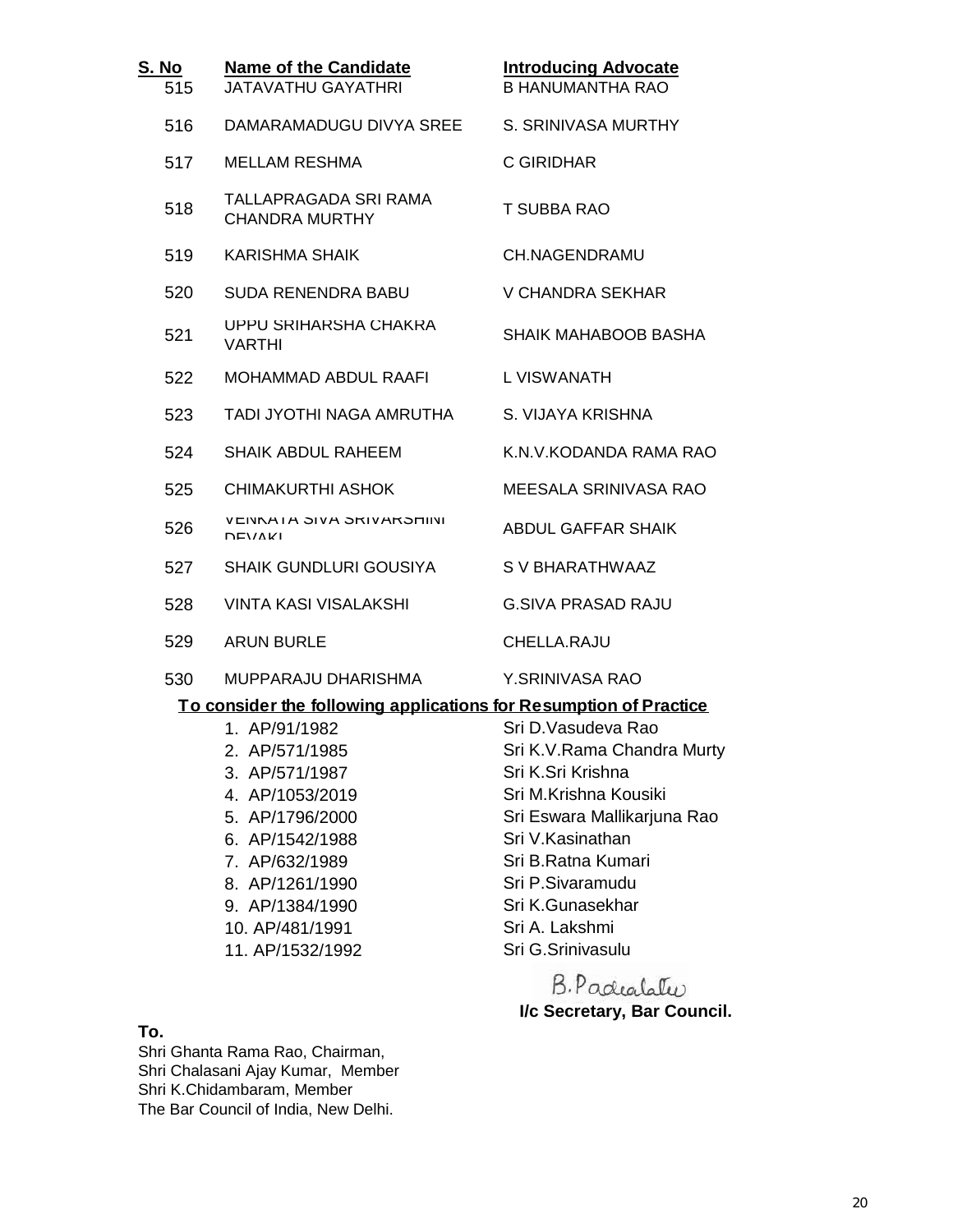| S. No | Name of the Candidate | Introducing Advocate |
|---|---|---|
| 515 | JATAVATHU GAYATHRI | B HANUMANTHA RAO |
| 516 | DAMARAMADUGU DIVYA SREE | S. SRINIVASA MURTHY |
| 517 | MELLAM RESHMA | C GIRIDHAR |
| 518 | TALLAPRAGADA SRI RAMA CHANDRA MURTHY | T SUBBA RAO |
| 519 | KARISHMA SHAIK | CH.NAGENDRAMU |
| 520 | SUDA RENENDRA BABU | V CHANDRA SEKHAR |
| 521 | UPPU SRIHARSHA CHAKRA VARTHI | SHAIK MAHABOOB BASHA |
| 522 | MOHAMMAD ABDUL RAAFI | L VISWANATH |
| 523 | TADI JYOTHI NAGA AMRUTHA | S. VIJAYA KRISHNA |
| 524 | SHAIK ABDUL RAHEEM | K.N.V.KODANDA RAMA RAO |
| 525 | CHIMAKURTHI ASHOK | MEESALA SRINIVASA RAO |
| 526 | VENKATA SIVA SRIVARSHINI DEVAKI | ABDUL GAFFAR SHAIK |
| 527 | SHAIK GUNDLURI GOUSIYA | S V BHARATHWAAZ |
| 528 | VINTA KASI VISALAKSHI | G.SIVA PRASAD RAJU |
| 529 | ARUN BURLE | CHELLA.RAJU |
| 530 | MUPPARAJU DHARISHMA | Y.SRINIVASA RAO |

**To consider the following applications for Resumption of Practice**

| | |
|---|---|
| 1. AP/91/1982 | Sri D.Vasudeva Rao |
| 2. AP/571/1985 | Sri K.V.Rama Chandra Murty |
| 3. AP/571/1987 | Sri K.Sri Krishna |
| 4. AP/1053/2019 | Sri M.Krishna Kousiki |
| 5. AP/1796/2000 | Sri Eswara Mallikarjuna Rao |
| 6. AP/1542/1988 | Sri V.Kasinathan |
| 7. AP/632/1989 | Sri B.Ratna Kumari |
| 8. AP/1261/1990 | Sri P.Sivaramudu |
| 9. AP/1384/1990 | Sri K.Gunasekhar |
| 10. AP/481/1991 | Sri A. Lakshmi |
| 11. AP/1532/1992 | Sri G.Srinivasulu |

B.Padmalatha

**I/c Secretary, Bar Council.**

**To.**

Shri Ghanta Rama Rao, Chairman,
Shri Chalasani Ajay Kumar, Member
Shri K.Chidambaram, Member
The Bar Council of India, New Delhi.